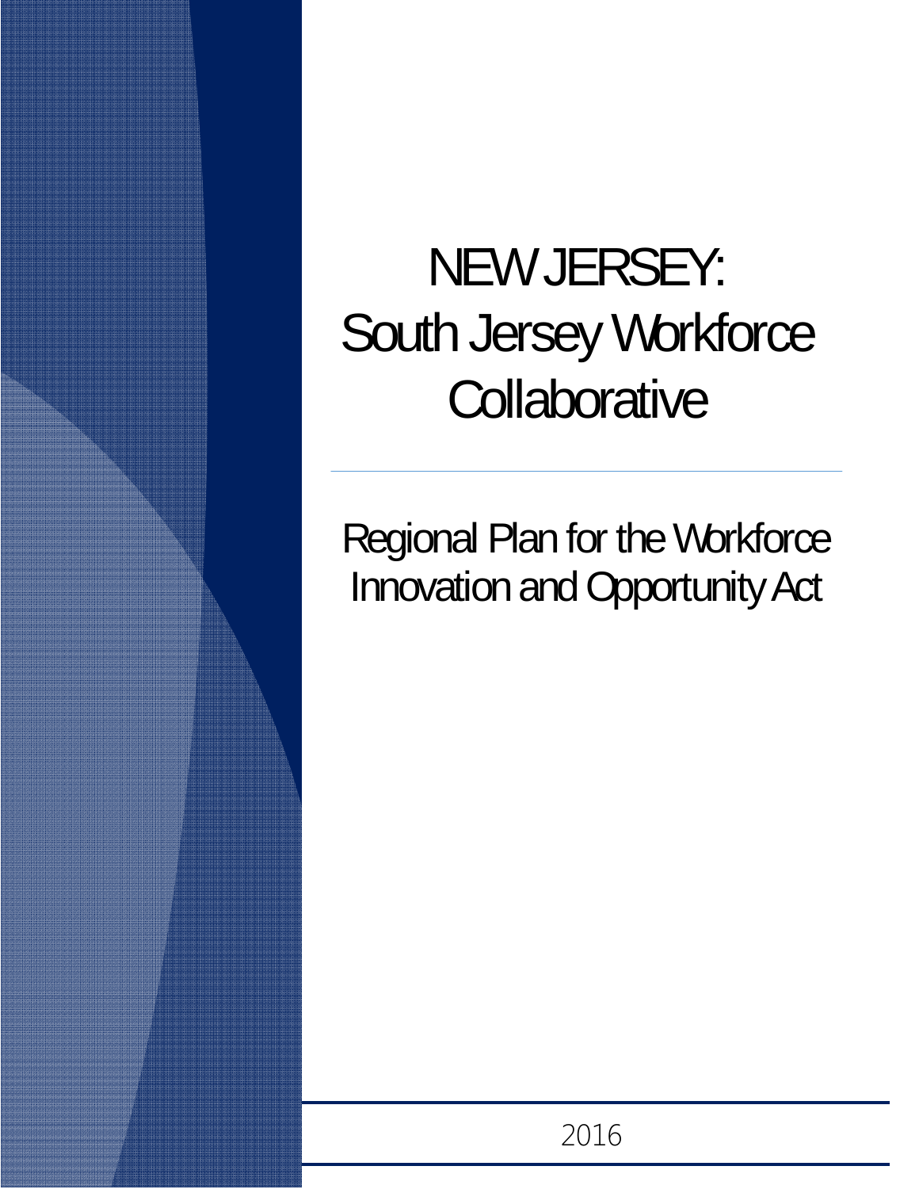# NEW JERSEY: South Jersey Workforce Collaborative

## Regional Plan for the Workforce Innovation and Opportunity Act

2016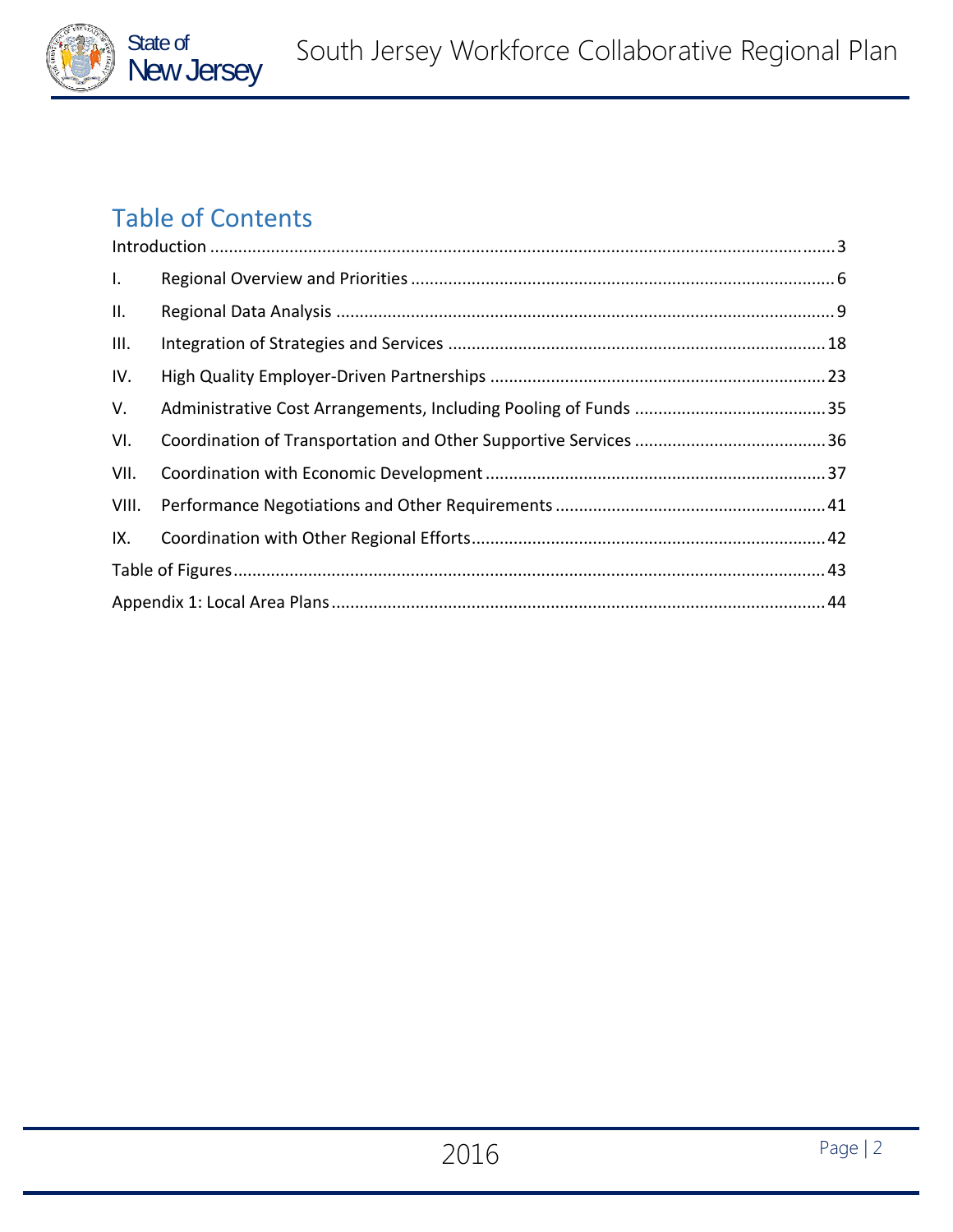## Table of Contents

Introduction ..... 3

I. Regional Overview and Priorities ..... 6

II. Regional Data Analysis ..... 9

III. Integration of Strategies and Services ..... 18

IV. High Quality Employer-Driven Partnerships ..... 23

V. Administrative Cost Arrangements, Including Pooling of Funds ..... 35

VI. Coordination of Transportation and Other Supportive Services ..... 36

VII. Coordination with Economic Development ..... 37

VIII. Performance Negotiations and Other Requirements ..... 41

IX. Coordination with Other Regional Efforts ..... 42

Table of Figures ..... 43

Appendix 1: Local Area Plans ..... 44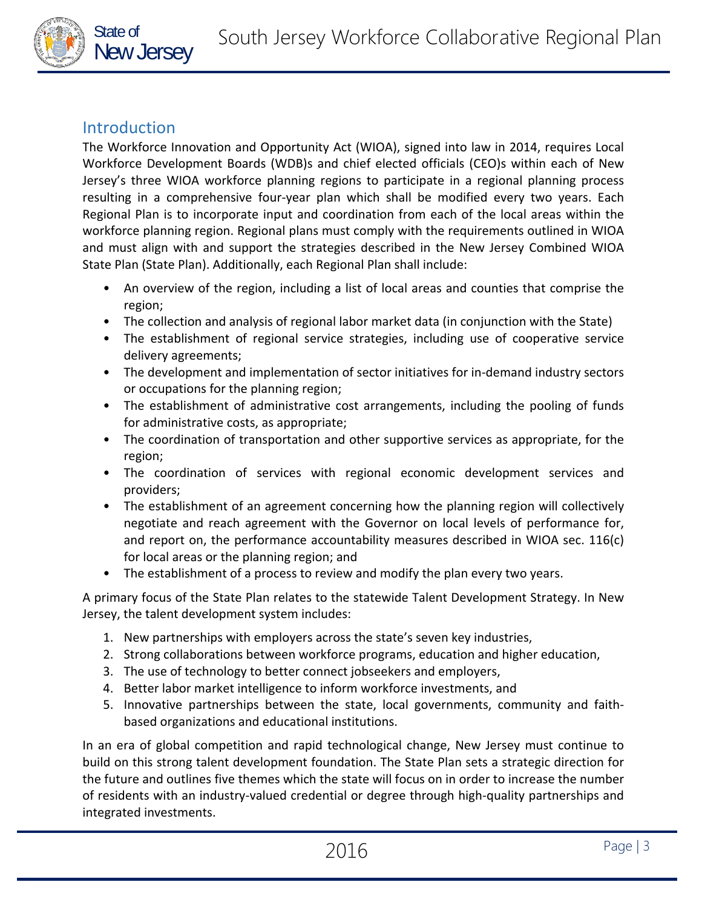## Introduction

The Workforce Innovation and Opportunity Act (WIOA), signed into law in 2014, requires Local Workforce Development Boards (WDB)s and chief elected officials (CEO)s within each of New Jersey's three WIOA workforce planning regions to participate in a regional planning process resulting in a comprehensive four-year plan which shall be modified every two years. Each Regional Plan is to incorporate input and coordination from each of the local areas within the workforce planning region. Regional plans must comply with the requirements outlined in WIOA and must align with and support the strategies described in the New Jersey Combined WIOA State Plan (State Plan). Additionally, each Regional Plan shall include:

- An overview of the region, including a list of local areas and counties that comprise the region;
- The collection and analysis of regional labor market data (in conjunction with the State)
- The establishment of regional service strategies, including use of cooperative service delivery agreements;
- The development and implementation of sector initiatives for in-demand industry sectors or occupations for the planning region;
- The establishment of administrative cost arrangements, including the pooling of funds for administrative costs, as appropriate;
- The coordination of transportation and other supportive services as appropriate, for the region;
- The coordination of services with regional economic development services and providers;
- The establishment of an agreement concerning how the planning region will collectively negotiate and reach agreement with the Governor on local levels of performance for, and report on, the performance accountability measures described in WIOA sec. 116(c) for local areas or the planning region; and
- The establishment of a process to review and modify the plan every two years.

A primary focus of the State Plan relates to the statewide Talent Development Strategy. In New Jersey, the talent development system includes:

1. New partnerships with employers across the state's seven key industries,
2. Strong collaborations between workforce programs, education and higher education,
3. The use of technology to better connect jobseekers and employers,
4. Better labor market intelligence to inform workforce investments, and
5. Innovative partnerships between the state, local governments, community and faith-based organizations and educational institutions.

In an era of global competition and rapid technological change, New Jersey must continue to build on this strong talent development foundation. The State Plan sets a strategic direction for the future and outlines five themes which the state will focus on in order to increase the number of residents with an industry-valued credential or degree through high-quality partnerships and integrated investments.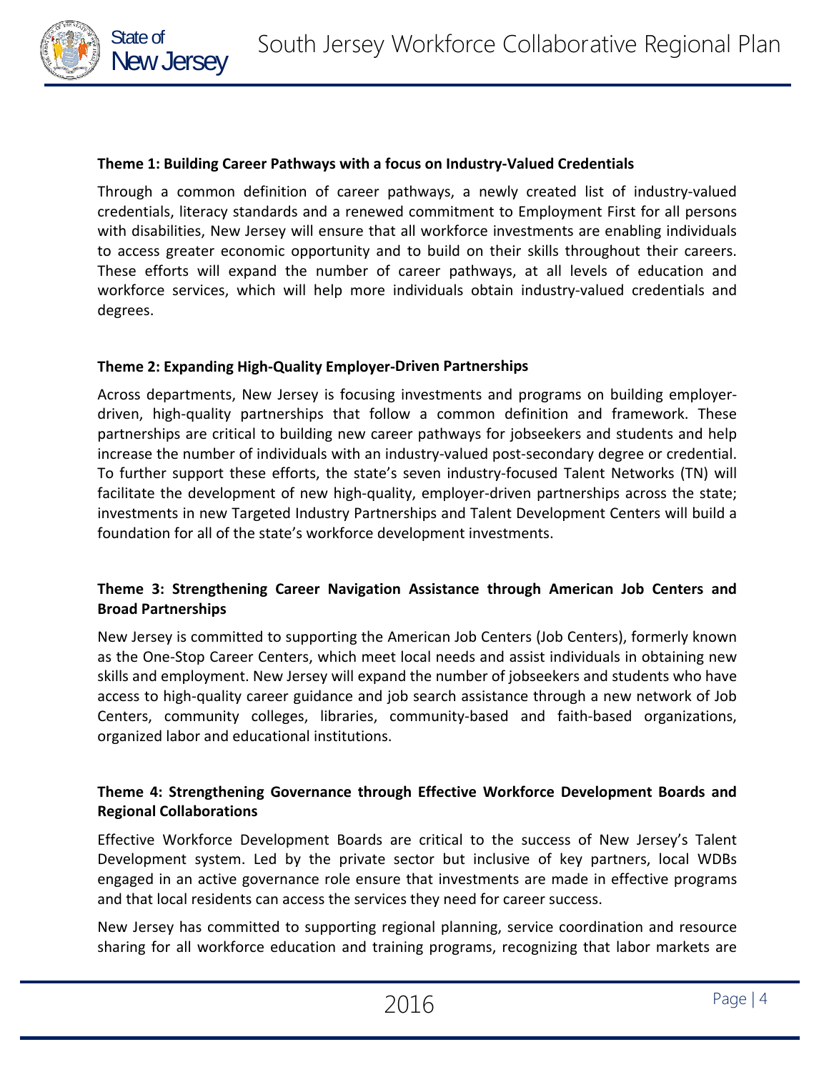**Theme 1: Building Career Pathways with a focus on Industry-Valued Credentials**

Through a common definition of career pathways, a newly created list of industry-valued credentials, literacy standards and a renewed commitment to Employment First for all persons with disabilities, New Jersey will ensure that all workforce investments are enabling individuals to access greater economic opportunity and to build on their skills throughout their careers. These efforts will expand the number of career pathways, at all levels of education and workforce services, which will help more individuals obtain industry-valued credentials and degrees.

**Theme 2: Expanding High-Quality Employer-Driven Partnerships**

Across departments, New Jersey is focusing investments and programs on building employer-driven, high-quality partnerships that follow a common definition and framework. These partnerships are critical to building new career pathways for jobseekers and students and help increase the number of individuals with an industry-valued post-secondary degree or credential. To further support these efforts, the state's seven industry-focused Talent Networks (TN) will facilitate the development of new high-quality, employer-driven partnerships across the state; investments in new Targeted Industry Partnerships and Talent Development Centers will build a foundation for all of the state's workforce development investments.

**Theme 3: Strengthening Career Navigation Assistance through American Job Centers and Broad Partnerships**

New Jersey is committed to supporting the American Job Centers (Job Centers), formerly known as the One-Stop Career Centers, which meet local needs and assist individuals in obtaining new skills and employment. New Jersey will expand the number of jobseekers and students who have access to high-quality career guidance and job search assistance through a new network of Job Centers, community colleges, libraries, community-based and faith-based organizations, organized labor and educational institutions.

**Theme 4: Strengthening Governance through Effective Workforce Development Boards and Regional Collaborations**

Effective Workforce Development Boards are critical to the success of New Jersey's Talent Development system. Led by the private sector but inclusive of key partners, local WDBs engaged in an active governance role ensure that investments are made in effective programs and that local residents can access the services they need for career success.

New Jersey has committed to supporting regional planning, service coordination and resource sharing for all workforce education and training programs, recognizing that labor markets are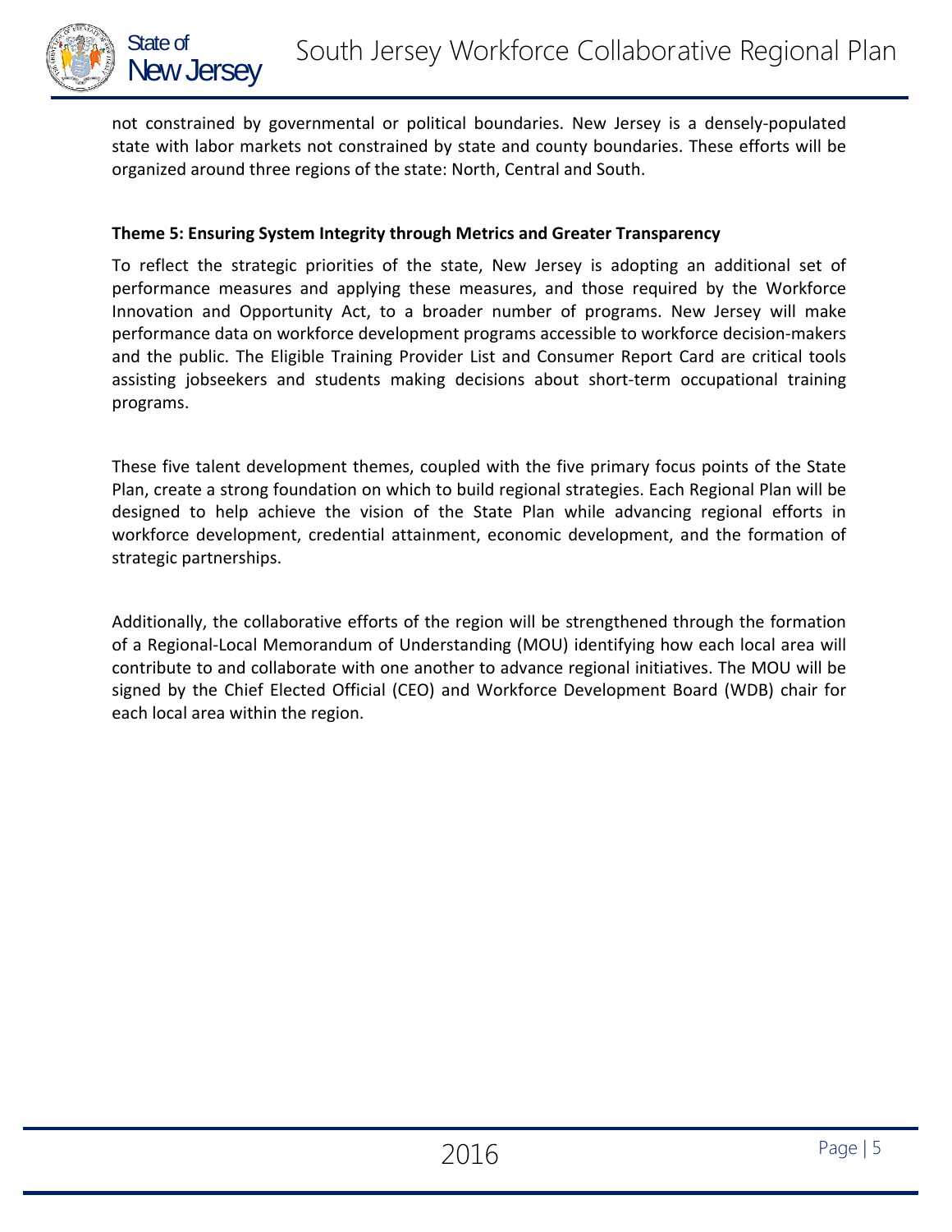not constrained by governmental or political boundaries. New Jersey is a densely-populated state with labor markets not constrained by state and county boundaries. These efforts will be organized around three regions of the state: North, Central and South.

**Theme 5: Ensuring System Integrity through Metrics and Greater Transparency**

To reflect the strategic priorities of the state, New Jersey is adopting an additional set of performance measures and applying these measures, and those required by the Workforce Innovation and Opportunity Act, to a broader number of programs. New Jersey will make performance data on workforce development programs accessible to workforce decision-makers and the public. The Eligible Training Provider List and Consumer Report Card are critical tools assisting jobseekers and students making decisions about short-term occupational training programs.

These five talent development themes, coupled with the five primary focus points of the State Plan, create a strong foundation on which to build regional strategies. Each Regional Plan will be designed to help achieve the vision of the State Plan while advancing regional efforts in workforce development, credential attainment, economic development, and the formation of strategic partnerships.

Additionally, the collaborative efforts of the region will be strengthened through the formation of a Regional-Local Memorandum of Understanding (MOU) identifying how each local area will contribute to and collaborate with one another to advance regional initiatives. The MOU will be signed by the Chief Elected Official (CEO) and Workforce Development Board (WDB) chair for each local area within the region.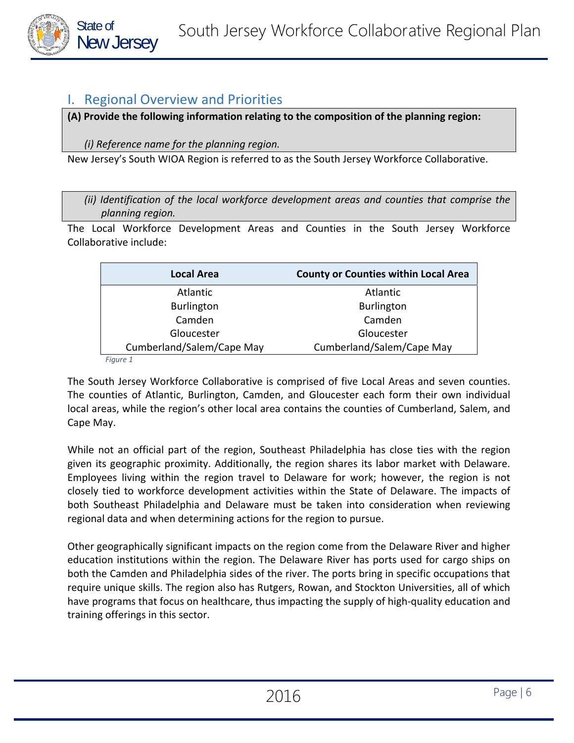## I. Regional Overview and Priorities

**(A) Provide the following information relating to the composition of the planning region:**

*(i) Reference name for the planning region.*

New Jersey's South WIOA Region is referred to as the South Jersey Workforce Collaborative.

*(ii) Identification of the local workforce development areas and counties that comprise the planning region.*

The Local Workforce Development Areas and Counties in the South Jersey Workforce Collaborative include:

| Local Area | County or Counties within Local Area |
| --- | --- |
| Atlantic | Atlantic |
| Burlington | Burlington |
| Camden | Camden |
| Gloucester | Gloucester |
| Cumberland/Salem/Cape May | Cumberland/Salem/Cape May |

*Figure 1*

The South Jersey Workforce Collaborative is comprised of five Local Areas and seven counties. The counties of Atlantic, Burlington, Camden, and Gloucester each form their own individual local areas, while the region's other local area contains the counties of Cumberland, Salem, and Cape May.

While not an official part of the region, Southeast Philadelphia has close ties with the region given its geographic proximity. Additionally, the region shares its labor market with Delaware. Employees living within the region travel to Delaware for work; however, the region is not closely tied to workforce development activities within the State of Delaware. The impacts of both Southeast Philadelphia and Delaware must be taken into consideration when reviewing regional data and when determining actions for the region to pursue.

Other geographically significant impacts on the region come from the Delaware River and higher education institutions within the region. The Delaware River has ports used for cargo ships on both the Camden and Philadelphia sides of the river. The ports bring in specific occupations that require unique skills. The region also has Rutgers, Rowan, and Stockton Universities, all of which have programs that focus on healthcare, thus impacting the supply of high-quality education and training offerings in this sector.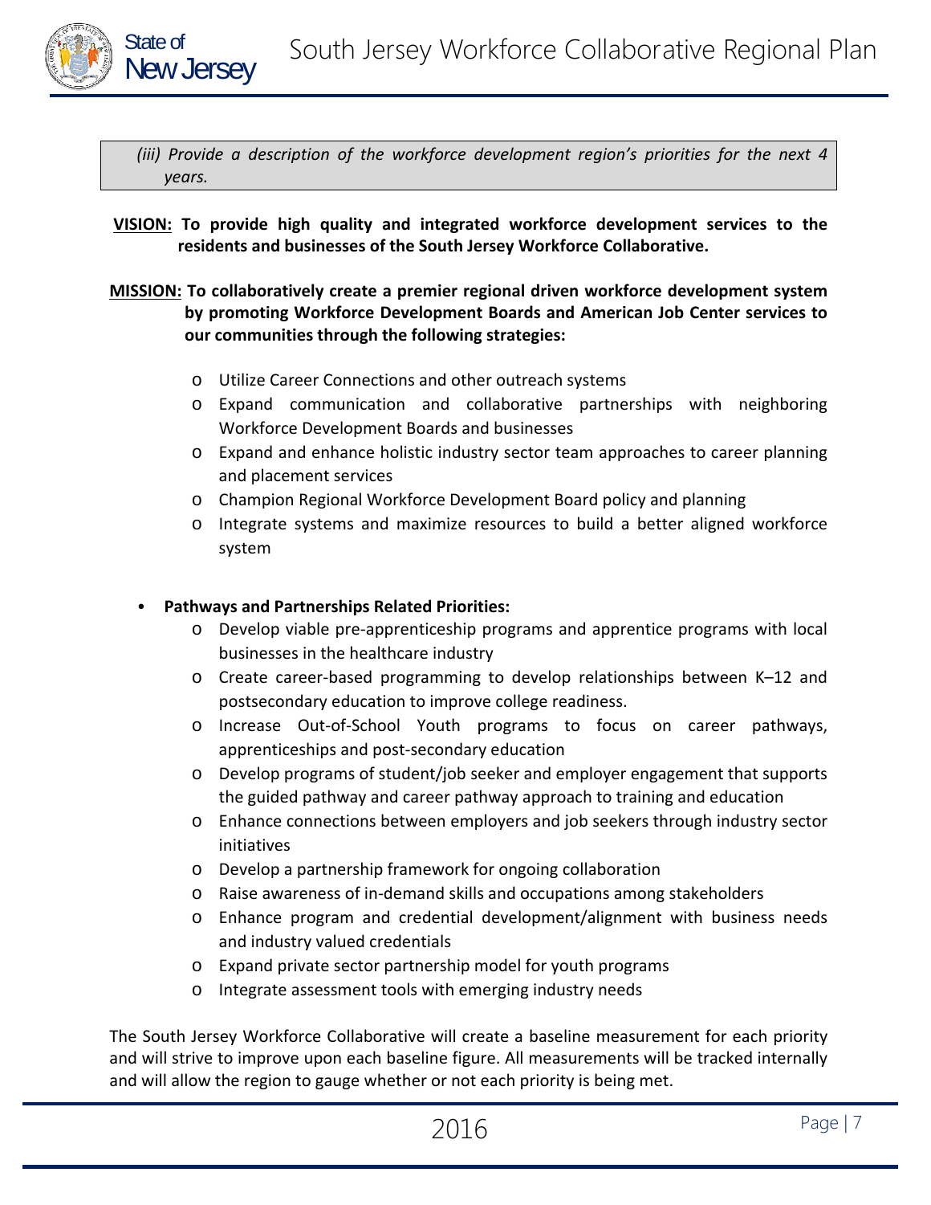*(iii) Provide a description of the workforce development region's priorities for the next 4 years.*

**<u>VISION:</u> To provide high quality and integrated workforce development services to the residents and businesses of the South Jersey Workforce Collaborative.**

**<u>MISSION:</u> To collaboratively create a premier regional driven workforce development system by promoting Workforce Development Boards and American Job Center services to our communities through the following strategies:**

- Utilize Career Connections and other outreach systems
- Expand communication and collaborative partnerships with neighboring Workforce Development Boards and businesses
- Expand and enhance holistic industry sector team approaches to career planning and placement services
- Champion Regional Workforce Development Board policy and planning
- Integrate systems and maximize resources to build a better aligned workforce system

- **Pathways and Partnerships Related Priorities:**
  - Develop viable pre-apprenticeship programs and apprentice programs with local businesses in the healthcare industry
  - Create career-based programming to develop relationships between K–12 and postsecondary education to improve college readiness.
  - Increase Out-of-School Youth programs to focus on career pathways, apprenticeships and post-secondary education
  - Develop programs of student/job seeker and employer engagement that supports the guided pathway and career pathway approach to training and education
  - Enhance connections between employers and job seekers through industry sector initiatives
  - Develop a partnership framework for ongoing collaboration
  - Raise awareness of in-demand skills and occupations among stakeholders
  - Enhance program and credential development/alignment with business needs and industry valued credentials
  - Expand private sector partnership model for youth programs
  - Integrate assessment tools with emerging industry needs

The South Jersey Workforce Collaborative will create a baseline measurement for each priority and will strive to improve upon each baseline figure. All measurements will be tracked internally and will allow the region to gauge whether or not each priority is being met.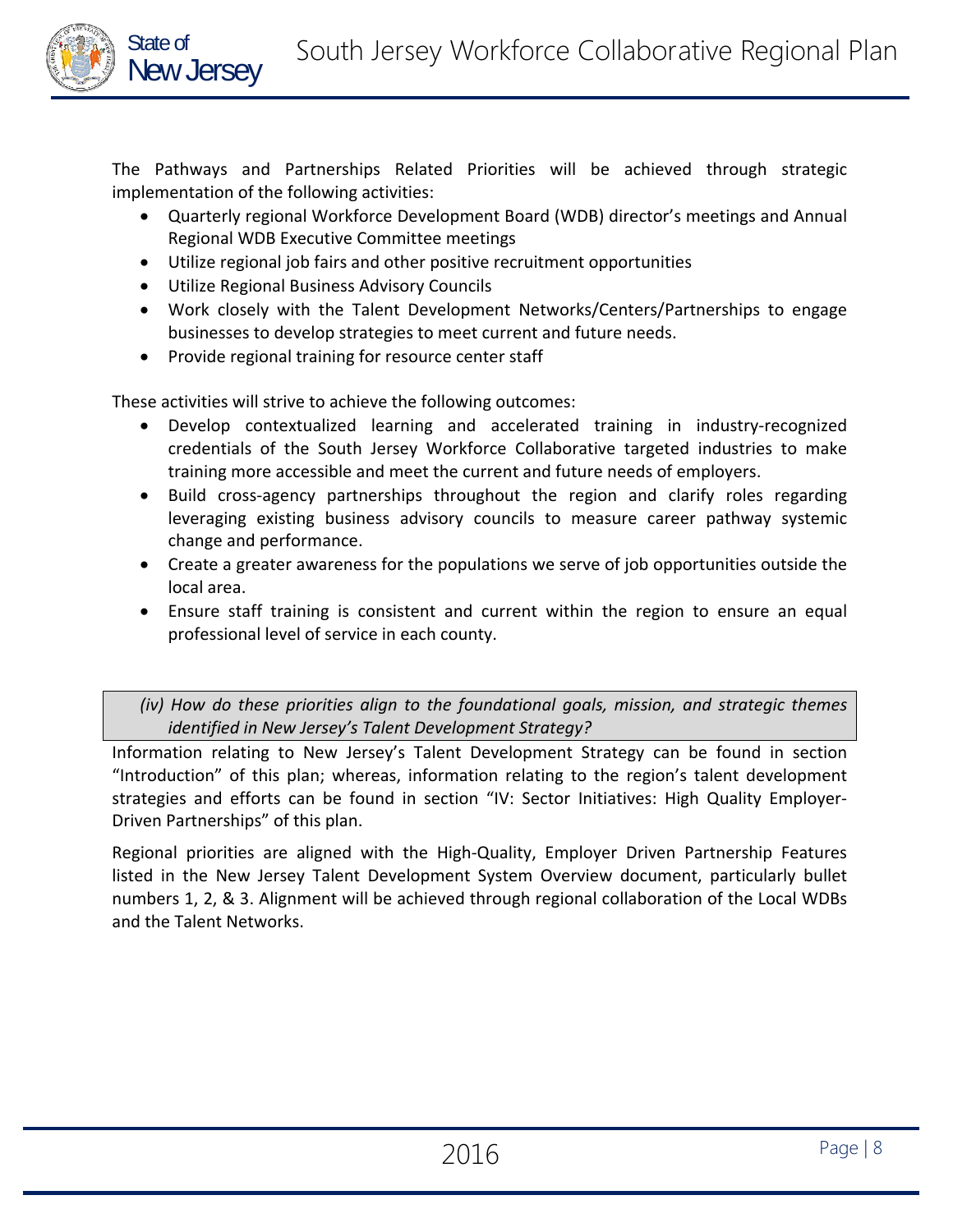The Pathways and Partnerships Related Priorities will be achieved through strategic implementation of the following activities:

- Quarterly regional Workforce Development Board (WDB) director's meetings and Annual Regional WDB Executive Committee meetings
- Utilize regional job fairs and other positive recruitment opportunities
- Utilize Regional Business Advisory Councils
- Work closely with the Talent Development Networks/Centers/Partnerships to engage businesses to develop strategies to meet current and future needs.
- Provide regional training for resource center staff

These activities will strive to achieve the following outcomes:

- Develop contextualized learning and accelerated training in industry-recognized credentials of the South Jersey Workforce Collaborative targeted industries to make training more accessible and meet the current and future needs of employers.
- Build cross-agency partnerships throughout the region and clarify roles regarding leveraging existing business advisory councils to measure career pathway systemic change and performance.
- Create a greater awareness for the populations we serve of job opportunities outside the local area.
- Ensure staff training is consistent and current within the region to ensure an equal professional level of service in each county.

*(iv) How do these priorities align to the foundational goals, mission, and strategic themes identified in New Jersey's Talent Development Strategy?*

Information relating to New Jersey's Talent Development Strategy can be found in section "Introduction" of this plan; whereas, information relating to the region's talent development strategies and efforts can be found in section "IV: Sector Initiatives: High Quality Employer-Driven Partnerships" of this plan.

Regional priorities are aligned with the High-Quality, Employer Driven Partnership Features listed in the New Jersey Talent Development System Overview document, particularly bullet numbers 1, 2, & 3. Alignment will be achieved through regional collaboration of the Local WDBs and the Talent Networks.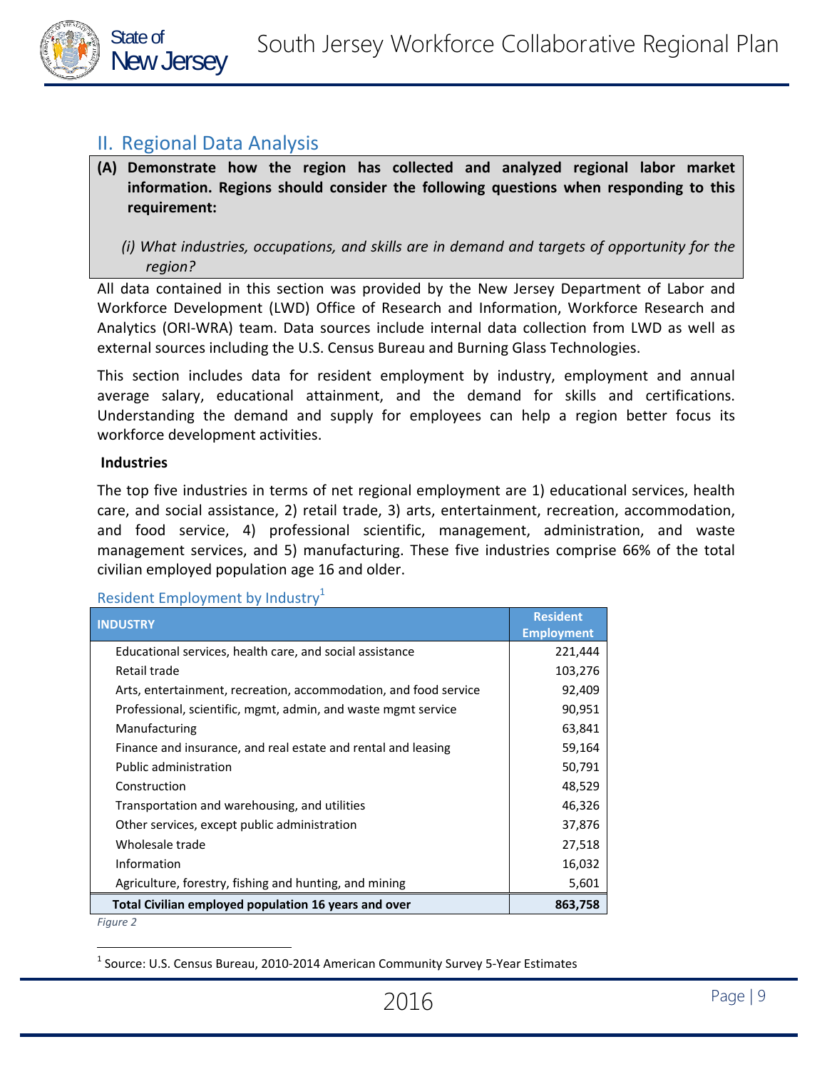## II. Regional Data Analysis

**(A) Demonstrate how the region has collected and analyzed regional labor market information. Regions should consider the following questions when responding to this requirement:**

*(i) What industries, occupations, and skills are in demand and targets of opportunity for the region?*

All data contained in this section was provided by the New Jersey Department of Labor and Workforce Development (LWD) Office of Research and Information, Workforce Research and Analytics (ORI-WRA) team. Data sources include internal data collection from LWD as well as external sources including the U.S. Census Bureau and Burning Glass Technologies.

This section includes data for resident employment by industry, employment and annual average salary, educational attainment, and the demand for skills and certifications. Understanding the demand and supply for employees can help a region better focus its workforce development activities.

**Industries**

The top five industries in terms of net regional employment are 1) educational services, health care, and social assistance, 2) retail trade, 3) arts, entertainment, recreation, accommodation, and food service, 4) professional scientific, management, administration, and waste management services, and 5) manufacturing. These five industries comprise 66% of the total civilian employed population age 16 and older.

Resident Employment by Industry[1]

| INDUSTRY | Resident Employment |
|---|---|
| Educational services, health care, and social assistance | 221,444 |
| Retail trade | 103,276 |
| Arts, entertainment, recreation, accommodation, and food service | 92,409 |
| Professional, scientific, mgmt, admin, and waste mgmt service | 90,951 |
| Manufacturing | 63,841 |
| Finance and insurance, and real estate and rental and leasing | 59,164 |
| Public administration | 50,791 |
| Construction | 48,529 |
| Transportation and warehousing, and utilities | 46,326 |
| Other services, except public administration | 37,876 |
| Wholesale trade | 27,518 |
| Information | 16,032 |
| Agriculture, forestry, fishing and hunting, and mining | 5,601 |
| **Total Civilian employed population 16 years and over** | **863,758** |

*Figure 2*

[1] Source: U.S. Census Bureau, 2010-2014 American Community Survey 5-Year Estimates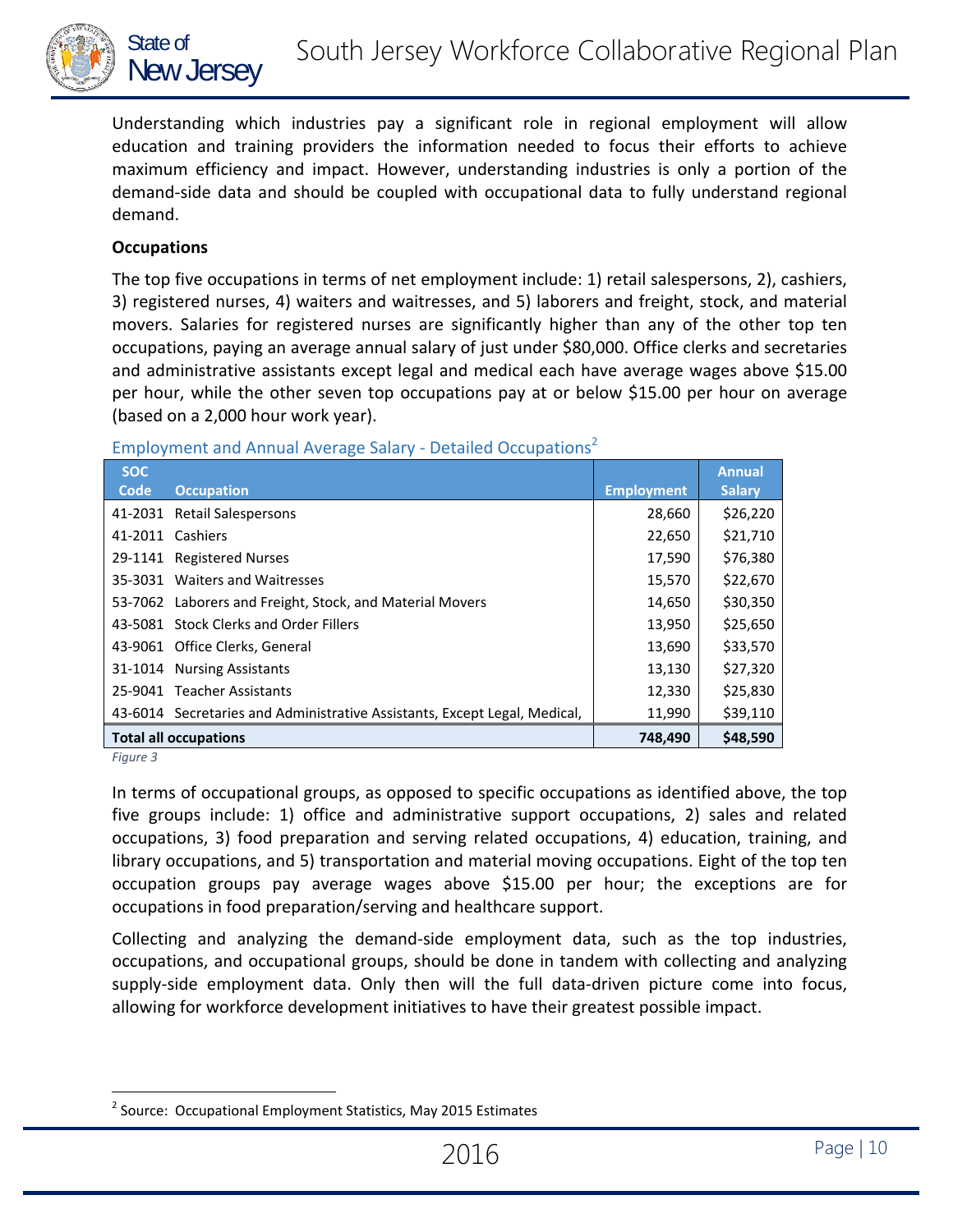Understanding which industries pay a significant role in regional employment will allow education and training providers the information needed to focus their efforts to achieve maximum efficiency and impact. However, understanding industries is only a portion of the demand-side data and should be coupled with occupational data to fully understand regional demand.

**Occupations**

The top five occupations in terms of net employment include: 1) retail salespersons, 2), cashiers, 3) registered nurses, 4) waiters and waitresses, and 5) laborers and freight, stock, and material movers. Salaries for registered nurses are significantly higher than any of the other top ten occupations, paying an average annual salary of just under $80,000. Office clerks and secretaries and administrative assistants except legal and medical each have average wages above $15.00 per hour, while the other seven top occupations pay at or below $15.00 per hour on average (based on a 2,000 hour work year).

Employment and Annual Average Salary - Detailed Occupations[2]

| SOC Code | Occupation | Employment | Annual Salary |
|---|---|---|---|
| 41-2031 | Retail Salespersons | 28,660 | $26,220 |
| 41-2011 | Cashiers | 22,650 | $21,710 |
| 29-1141 | Registered Nurses | 17,590 | $76,380 |
| 35-3031 | Waiters and Waitresses | 15,570 | $22,670 |
| 53-7062 | Laborers and Freight, Stock, and Material Movers | 14,650 | $30,350 |
| 43-5081 | Stock Clerks and Order Fillers | 13,950 | $25,650 |
| 43-9061 | Office Clerks, General | 13,690 | $33,570 |
| 31-1014 | Nursing Assistants | 13,130 | $27,320 |
| 25-9041 | Teacher Assistants | 12,330 | $25,830 |
| 43-6014 | Secretaries and Administrative Assistants, Except Legal, Medical, | 11,990 | $39,110 |
| **Total all occupations** | | **748,490** | **$48,590** |

*Figure 3*

In terms of occupational groups, as opposed to specific occupations as identified above, the top five groups include: 1) office and administrative support occupations, 2) sales and related occupations, 3) food preparation and serving related occupations, 4) education, training, and library occupations, and 5) transportation and material moving occupations. Eight of the top ten occupation groups pay average wages above $15.00 per hour; the exceptions are for occupations in food preparation/serving and healthcare support.

Collecting and analyzing the demand-side employment data, such as the top industries, occupations, and occupational groups, should be done in tandem with collecting and analyzing supply-side employment data. Only then will the full data-driven picture come into focus, allowing for workforce development initiatives to have their greatest possible impact.

[2] Source: Occupational Employment Statistics, May 2015 Estimates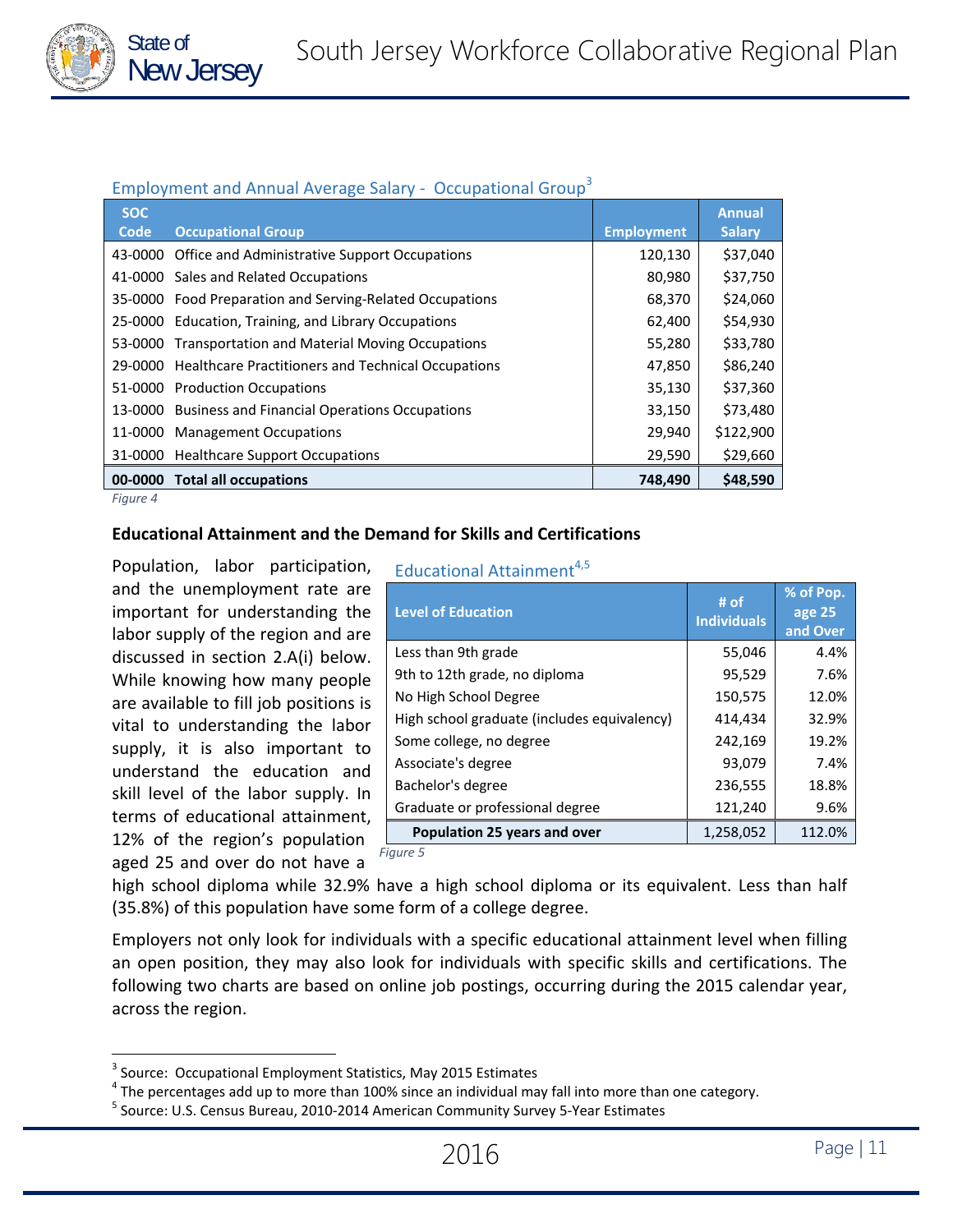Employment and Annual Average Salary - Occupational Group[3]

| SOC Code | Occupational Group | Employment | Annual Salary |
|---|---|---|---|
| 43-0000 | Office and Administrative Support Occupations | 120,130 | $37,040 |
| 41-0000 | Sales and Related Occupations | 80,980 | $37,750 |
| 35-0000 | Food Preparation and Serving-Related Occupations | 68,370 | $24,060 |
| 25-0000 | Education, Training, and Library Occupations | 62,400 | $54,930 |
| 53-0000 | Transportation and Material Moving Occupations | 55,280 | $33,780 |
| 29-0000 | Healthcare Practitioners and Technical Occupations | 47,850 | $86,240 |
| 51-0000 | Production Occupations | 35,130 | $37,360 |
| 13-0000 | Business and Financial Operations Occupations | 33,150 | $73,480 |
| 11-0000 | Management Occupations | 29,940 | $122,900 |
| 31-0000 | Healthcare Support Occupations | 29,590 | $29,660 |
| **00-0000** | **Total all occupations** | **748,490** | **$48,590** |

*Figure 4*

**Educational Attainment and the Demand for Skills and Certifications**

Population, labor participation, and the unemployment rate are important for understanding the labor supply of the region and are discussed in section 2.A(i) below. While knowing how many people are available to fill job positions is vital to understanding the labor supply, it is also important to understand the education and skill level of the labor supply. In terms of educational attainment, 12% of the region's population aged 25 and over do not have a high school diploma while 32.9% have a high school diploma or its equivalent. Less than half (35.8%) of this population have some form of a college degree.

Educational Attainment[4,5]

| Level of Education | # of Individuals | % of Pop. age 25 and Over |
|---|---|---|
| Less than 9th grade | 55,046 | 4.4% |
| 9th to 12th grade, no diploma | 95,529 | 7.6% |
| No High School Degree | 150,575 | 12.0% |
| High school graduate (includes equivalency) | 414,434 | 32.9% |
| Some college, no degree | 242,169 | 19.2% |
| Associate's degree | 93,079 | 7.4% |
| Bachelor's degree | 236,555 | 18.8% |
| Graduate or professional degree | 121,240 | 9.6% |
| **Population 25 years and over** | 1,258,052 | 112.0% |

*Figure 5*

Employers not only look for individuals with a specific educational attainment level when filling an open position, they may also look for individuals with specific skills and certifications. The following two charts are based on online job postings, occurring during the 2015 calendar year, across the region.

---

[3] Source: Occupational Employment Statistics, May 2015 Estimates

[4] The percentages add up to more than 100% since an individual may fall into more than one category.

[5] Source: U.S. Census Bureau, 2010-2014 American Community Survey 5-Year Estimates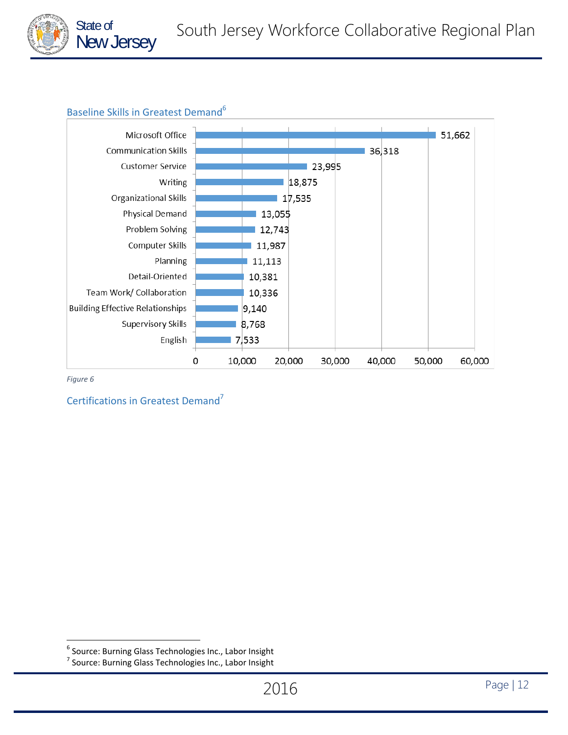### Baseline Skills in Greatest Demand[6]

| Skill | Count |
|---|---|
| Microsoft Office | 51,662 |
| Communication Skills | 36,318 |
| Customer Service | 23,995 |
| Writing | 18,875 |
| Organizational Skills | 17,535 |
| Physical Demand | 13,055 |
| Problem Solving | 12,743 |
| Computer Skills | 11,987 |
| Planning | 11,113 |
| Detail-Oriented | 10,381 |
| Team Work/ Collaboration | 10,336 |
| Building Effective Relationships | 9,140 |
| Supervisory Skills | 8,768 |
| English | 7,533 |

*Figure 6*

### Certifications in Greatest Demand[7]

[6] Source: Burning Glass Technologies Inc., Labor Insight

[7] Source: Burning Glass Technologies Inc., Labor Insight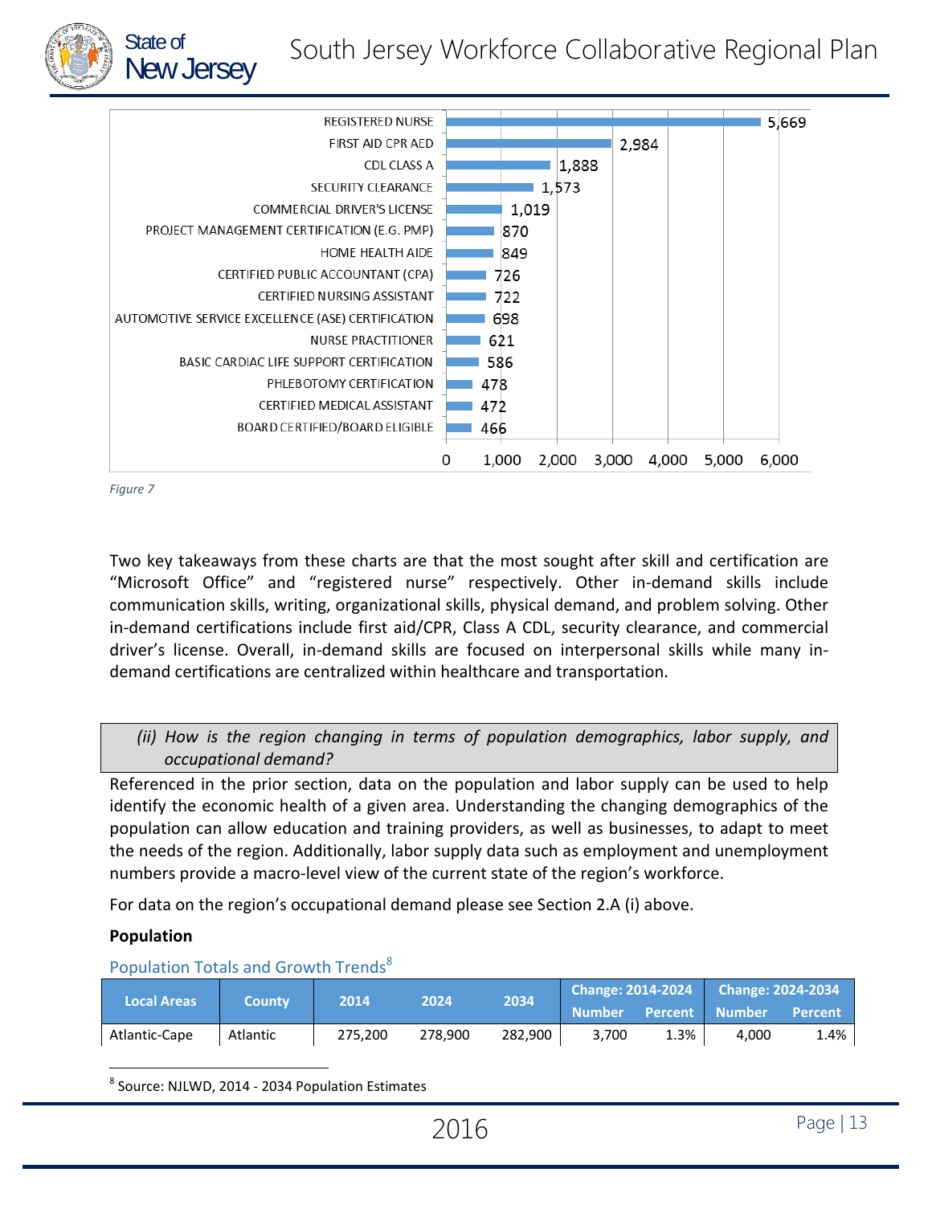| Certification | Count |
|---|---|
| REGISTERED NURSE | 5,669 |
| FIRST AID CPR AED | 2,984 |
| CDL CLASS A | 1,888 |
| SECURITY CLEARANCE | 1,573 |
| COMMERCIAL DRIVER'S LICENSE | 1,019 |
| PROJECT MANAGEMENT CERTIFICATION (E.G. PMP) | 870 |
| HOME HEALTH AIDE | 849 |
| CERTIFIED PUBLIC ACCOUNTANT (CPA) | 726 |
| CERTIFIED NURSING ASSISTANT | 722 |
| AUTOMOTIVE SERVICE EXCELLENCE (ASE) CERTIFICATION | 698 |
| NURSE PRACTITIONER | 621 |
| BASIC CARDIAC LIFE SUPPORT CERTIFICATION | 586 |
| PHLEBOTOMY CERTIFICATION | 478 |
| CERTIFIED MEDICAL ASSISTANT | 472 |
| BOARD CERTIFIED/BOARD ELIGIBLE | 466 |

*Figure 7*

Two key takeaways from these charts are that the most sought after skill and certification are "Microsoft Office" and "registered nurse" respectively. Other in-demand skills include communication skills, writing, organizational skills, physical demand, and problem solving. Other in-demand certifications include first aid/CPR, Class A CDL, security clearance, and commercial driver's license. Overall, in-demand skills are focused on interpersonal skills while many in-demand certifications are centralized within healthcare and transportation.

*(ii) How is the region changing in terms of population demographics, labor supply, and occupational demand?*

Referenced in the prior section, data on the population and labor supply can be used to help identify the economic health of a given area. Understanding the changing demographics of the population can allow education and training providers, as well as businesses, to adapt to meet the needs of the region. Additionally, labor supply data such as employment and unemployment numbers provide a macro-level view of the current state of the region's workforce.

For data on the region's occupational demand please see Section 2.A (i) above.

**Population**

Population Totals and Growth Trends[8]

| Local Areas | County | 2014 | 2024 | 2034 | Change: 2014-2024 | | Change: 2024-2034 | |
|---|---|---|---|---|---|---|---|---|
| | | | | | Number | Percent | Number | Percent |
| Atlantic-Cape | Atlantic | 275,200 | 278,900 | 282,900 | 3,700 | 1.3% | 4,000 | 1.4% |

[8] Source: NJLWD, 2014 - 2034 Population Estimates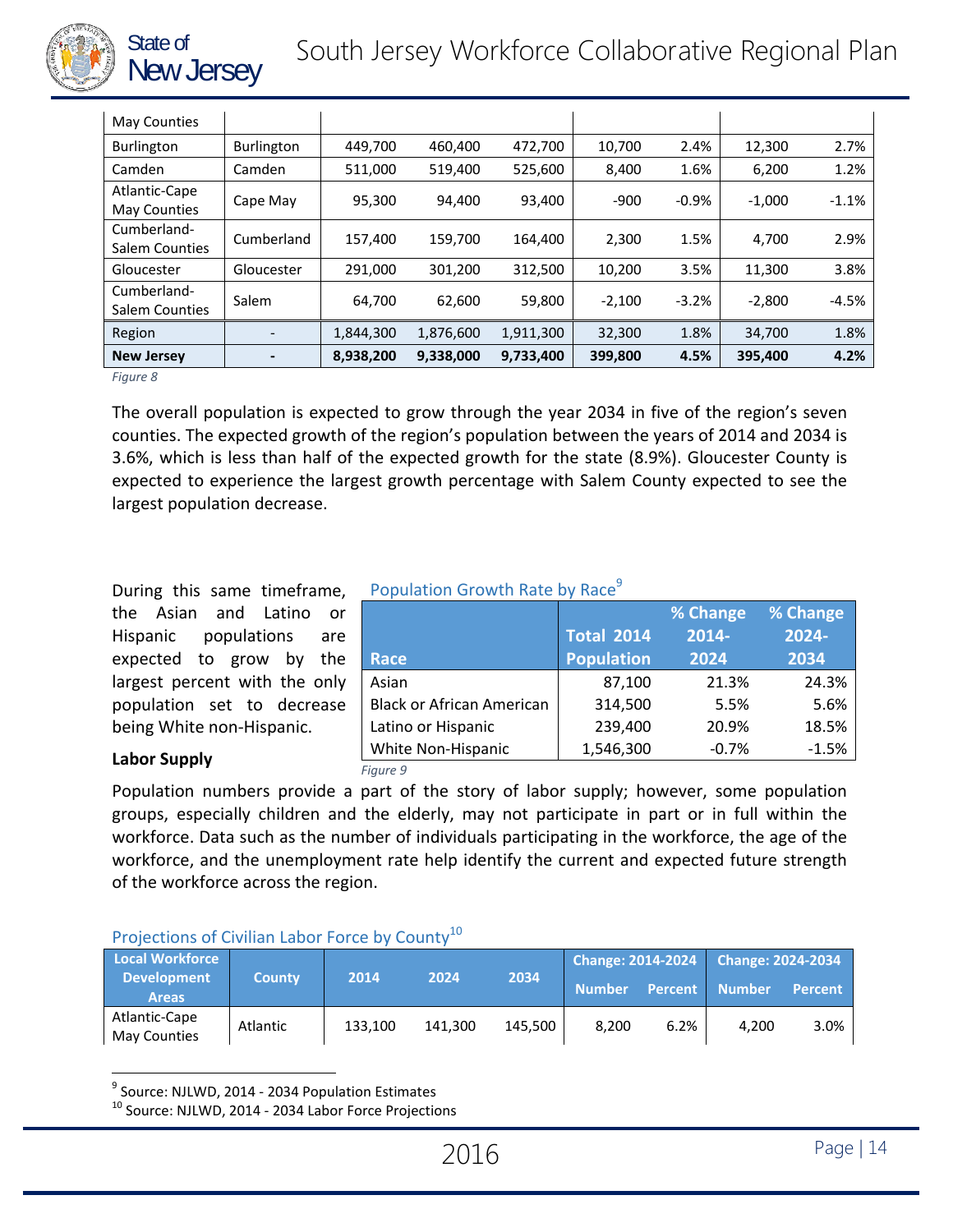| May Counties | | | | | | | | |
|---|---|---|---|---|---|---|---|---|
| Burlington | Burlington | 449,700 | 460,400 | 472,700 | 10,700 | 2.4% | 12,300 | 2.7% |
| Camden | Camden | 511,000 | 519,400 | 525,600 | 8,400 | 1.6% | 6,200 | 1.2% |
| Atlantic-Cape May Counties | Cape May | 95,300 | 94,400 | 93,400 | -900 | -0.9% | -1,000 | -1.1% |
| Cumberland-Salem Counties | Cumberland | 157,400 | 159,700 | 164,400 | 2,300 | 1.5% | 4,700 | 2.9% |
| Gloucester | Gloucester | 291,000 | 301,200 | 312,500 | 10,200 | 3.5% | 11,300 | 3.8% |
| Cumberland-Salem Counties | Salem | 64,700 | 62,600 | 59,800 | -2,100 | -3.2% | -2,800 | -4.5% |
| Region | - | 1,844,300 | 1,876,600 | 1,911,300 | 32,300 | 1.8% | 34,700 | 1.8% |
| **New Jersey** | **-** | **8,938,200** | **9,338,000** | **9,733,400** | **399,800** | **4.5%** | **395,400** | **4.2%** |

*Figure 8*

The overall population is expected to grow through the year 2034 in five of the region's seven counties. The expected growth of the region's population between the years of 2014 and 2034 is 3.6%, which is less than half of the expected growth for the state (8.9%). Gloucester County is expected to experience the largest growth percentage with Salem County expected to see the largest population decrease.

During this same timeframe, the Asian and Latino or Hispanic populations are expected to grow by the largest percent with the only population set to decrease being White non-Hispanic.

Population Growth Rate by Race[9]

| Race | Total 2014 Population | % Change 2014-2024 | % Change 2024-2034 |
|---|---|---|---|
| Asian | 87,100 | 21.3% | 24.3% |
| Black or African American | 314,500 | 5.5% | 5.6% |
| Latino or Hispanic | 239,400 | 20.9% | 18.5% |
| White Non-Hispanic | 1,546,300 | -0.7% | -1.5% |

*Figure 9*

**Labor Supply**

Population numbers provide a part of the story of labor supply; however, some population groups, especially children and the elderly, may not participate in part or in full within the workforce. Data such as the number of individuals participating in the workforce, the age of the workforce, and the unemployment rate help identify the current and expected future strength of the workforce across the region.

Projections of Civilian Labor Force by County[10]

| Local Workforce Development Areas | County | 2014 | 2024 | 2034 | Change: 2014-2024 | | Change: 2024-2034 | |
|---|---|---|---|---|---|---|---|---|
| | | | | | Number | Percent | Number | Percent |
| Atlantic-Cape May Counties | Atlantic | 133,100 | 141,300 | 145,500 | 8,200 | 6.2% | 4,200 | 3.0% |

[9] Source: NJLWD, 2014 - 2034 Population Estimates

[10] Source: NJLWD, 2014 - 2034 Labor Force Projections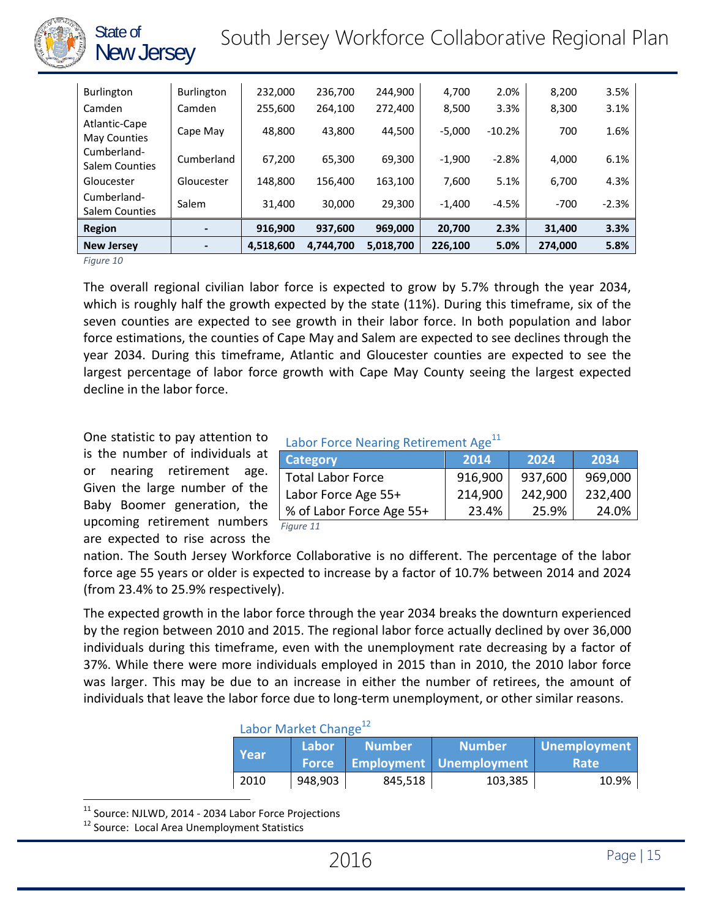| | | | | | | | | |
|---|---|---|---|---|---|---|---|---|
| Burlington | Burlington | 232,000 | 236,700 | 244,900 | 4,700 | 2.0% | 8,200 | 3.5% |
| Camden | Camden | 255,600 | 264,100 | 272,400 | 8,500 | 3.3% | 8,300 | 3.1% |
| Atlantic-Cape May Counties | Cape May | 48,800 | 43,800 | 44,500 | -5,000 | -10.2% | 700 | 1.6% |
| Cumberland-Salem Counties | Cumberland | 67,200 | 65,300 | 69,300 | -1,900 | -2.8% | 4,000 | 6.1% |
| Gloucester | Gloucester | 148,800 | 156,400 | 163,100 | 7,600 | 5.1% | 6,700 | 4.3% |
| Cumberland-Salem Counties | Salem | 31,400 | 30,000 | 29,300 | -1,400 | -4.5% | -700 | -2.3% |
| **Region** | **-** | **916,900** | **937,600** | **969,000** | **20,700** | **2.3%** | **31,400** | **3.3%** |
| **New Jersey** | **-** | **4,518,600** | **4,744,700** | **5,018,700** | **226,100** | **5.0%** | **274,000** | **5.8%** |

*Figure 10*

The overall regional civilian labor force is expected to grow by 5.7% through the year 2034, which is roughly half the growth expected by the state (11%). During this timeframe, six of the seven counties are expected to see growth in their labor force. In both population and labor force estimations, the counties of Cape May and Salem are expected to see declines through the year 2034. During this timeframe, Atlantic and Gloucester counties are expected to see the largest percentage of labor force growth with Cape May County seeing the largest expected decline in the labor force.

One statistic to pay attention to is the number of individuals at or nearing retirement age. Given the large number of the Baby Boomer generation, the upcoming retirement numbers are expected to rise across the nation. The South Jersey Workforce Collaborative is no different. The percentage of the labor force age 55 years or older is expected to increase by a factor of 10.7% between 2014 and 2024 (from 23.4% to 25.9% respectively).

Labor Force Nearing Retirement Age[11]

| Category | 2014 | 2024 | 2034 |
|---|---|---|---|
| Total Labor Force | 916,900 | 937,600 | 969,000 |
| Labor Force Age 55+ | 214,900 | 242,900 | 232,400 |
| % of Labor Force Age 55+ | 23.4% | 25.9% | 24.0% |

*Figure 11*

The expected growth in the labor force through the year 2034 breaks the downturn experienced by the region between 2010 and 2015. The regional labor force actually declined by over 36,000 individuals during this timeframe, even with the unemployment rate decreasing by a factor of 37%. While there were more individuals employed in 2015 than in 2010, the 2010 labor force was larger. This may be due to an increase in either the number of retirees, the amount of individuals that leave the labor force due to long-term unemployment, or other similar reasons.

Labor Market Change[12]

| Year | Labor Force | Number Employment | Number Unemployment | Unemployment Rate |
|---|---|---|---|---|
| 2010 | 948,903 | 845,518 | 103,385 | 10.9% |

[11] Source: NJLWD, 2014 - 2034 Labor Force Projections

[12] Source: Local Area Unemployment Statistics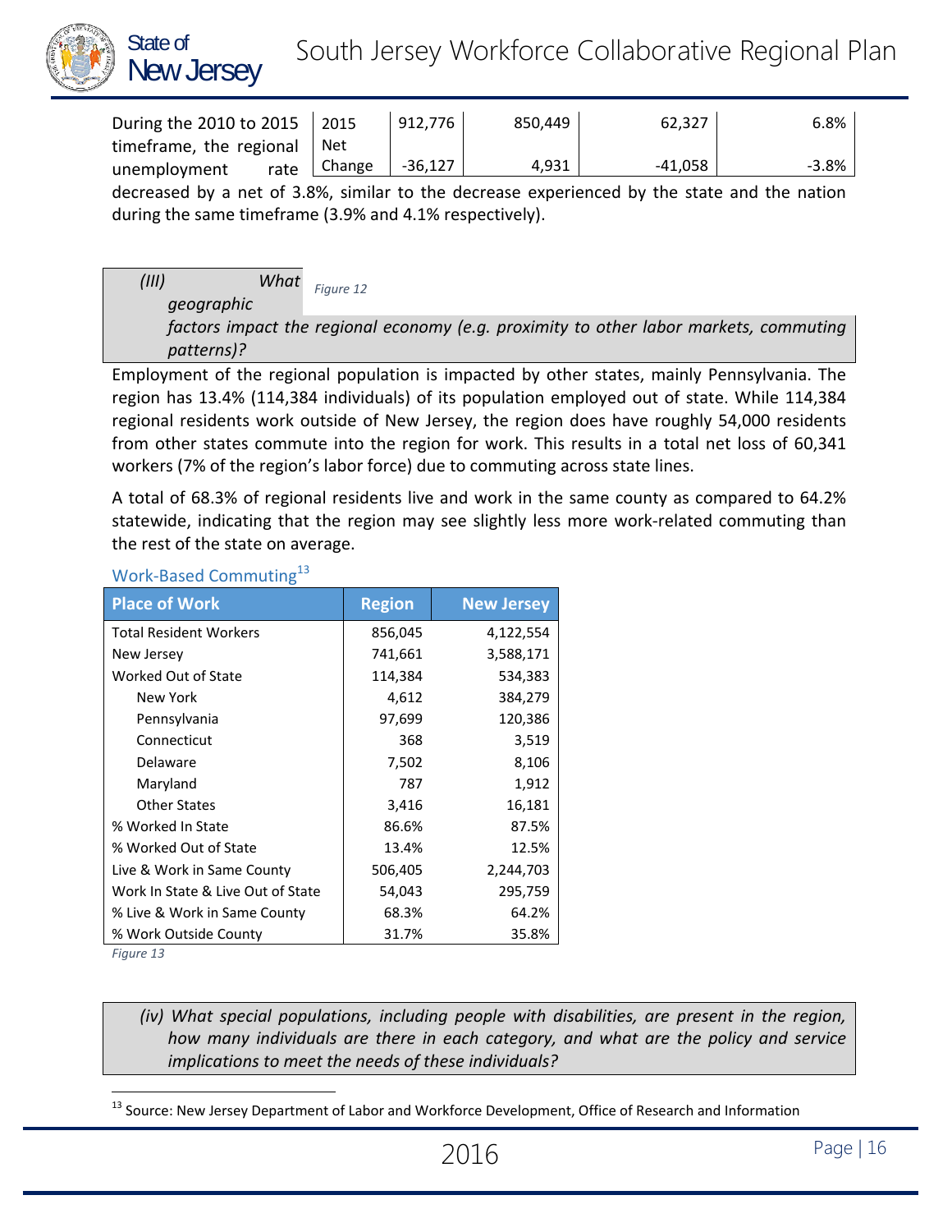| 2015 | 912,776 | 850,449 | 62,327 | 6.8% |
|---|---|---|---|---|
| Net Change | -36,127 | 4,931 | -41,058 | -3.8% |

During the 2010 to 2015 timeframe, the regional unemployment rate decreased by a net of 3.8%, similar to the decrease experienced by the state and the nation during the same timeframe (3.9% and 4.1% respectively).

*Figure 12*

*(III) What geographic factors impact the regional economy (e.g. proximity to other labor markets, commuting patterns)?*

Employment of the regional population is impacted by other states, mainly Pennsylvania. The region has 13.4% (114,384 individuals) of its population employed out of state. While 114,384 regional residents work outside of New Jersey, the region does have roughly 54,000 residents from other states commute into the region for work. This results in a total net loss of 60,341 workers (7% of the region's labor force) due to commuting across state lines.

A total of 68.3% of regional residents live and work in the same county as compared to 64.2% statewide, indicating that the region may see slightly less more work-related commuting than the rest of the state on average.

Work-Based Commuting[13]

| Place of Work | Region | New Jersey |
|---|---|---|
| Total Resident Workers | 856,045 | 4,122,554 |
| New Jersey | 741,661 | 3,588,171 |
| Worked Out of State | 114,384 | 534,383 |
| New York | 4,612 | 384,279 |
| Pennsylvania | 97,699 | 120,386 |
| Connecticut | 368 | 3,519 |
| Delaware | 7,502 | 8,106 |
| Maryland | 787 | 1,912 |
| Other States | 3,416 | 16,181 |
| % Worked In State | 86.6% | 87.5% |
| % Worked Out of State | 13.4% | 12.5% |
| Live & Work in Same County | 506,405 | 2,244,703 |
| Work In State & Live Out of State | 54,043 | 295,759 |
| % Live & Work in Same County | 68.3% | 64.2% |
| % Work Outside County | 31.7% | 35.8% |

*Figure 13*

*(iv) What special populations, including people with disabilities, are present in the region, how many individuals are there in each category, and what are the policy and service implications to meet the needs of these individuals?*

[13] Source: New Jersey Department of Labor and Workforce Development, Office of Research and Information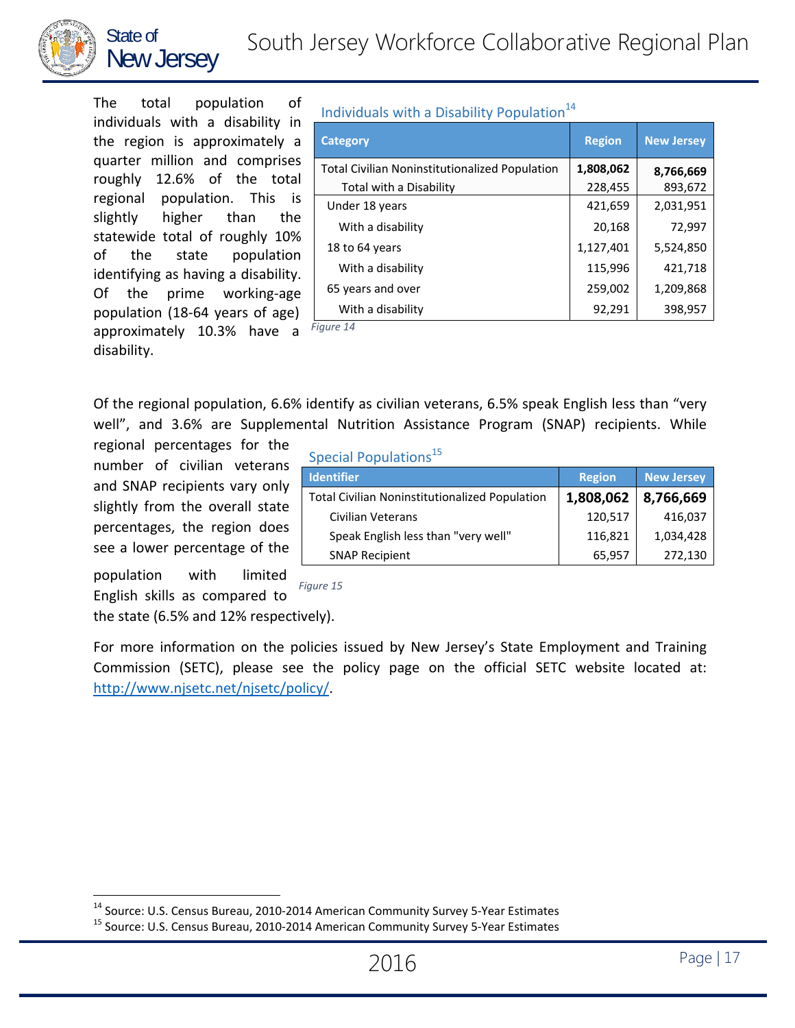The total population of individuals with a disability in the region is approximately a quarter million and comprises roughly 12.6% of the total regional population. This is slightly higher than the statewide total of roughly 10% of the state population identifying as having a disability. Of the prime working-age population (18-64 years of age) approximately 10.3% have a disability.

Individuals with a Disability Population[14]

| Category | Region | New Jersey |
|---|---|---|
| Total Civilian Noninstitutionalized Population | **1,808,062** | **8,766,669** |
| Total with a Disability | 228,455 | 893,672 |
| Under 18 years | 421,659 | 2,031,951 |
| With a disability | 20,168 | 72,997 |
| 18 to 64 years | 1,127,401 | 5,524,850 |
| With a disability | 115,996 | 421,718 |
| 65 years and over | 259,002 | 1,209,868 |
| With a disability | 92,291 | 398,957 |

*Figure 14*

Of the regional population, 6.6% identify as civilian veterans, 6.5% speak English less than "very well", and 3.6% are Supplemental Nutrition Assistance Program (SNAP) recipients. While regional percentages for the number of civilian veterans and SNAP recipients vary only slightly from the overall state percentages, the region does see a lower percentage of the population with limited English skills as compared to the state (6.5% and 12% respectively).

Special Populations[15]

| Identifier | Region | New Jersey |
|---|---|---|
| Total Civilian Noninstitutionalized Population | **1,808,062** | **8,766,669** |
| Civilian Veterans | 120,517 | 416,037 |
| Speak English less than "very well" | 116,821 | 1,034,428 |
| SNAP Recipient | 65,957 | 272,130 |

*Figure 15*

For more information on the policies issued by New Jersey's State Employment and Training Commission (SETC), please see the policy page on the official SETC website located at: http://www.njsetc.net/njsetc/policy/.

[14] Source: U.S. Census Bureau, 2010-2014 American Community Survey 5-Year Estimates

[15] Source: U.S. Census Bureau, 2010-2014 American Community Survey 5-Year Estimates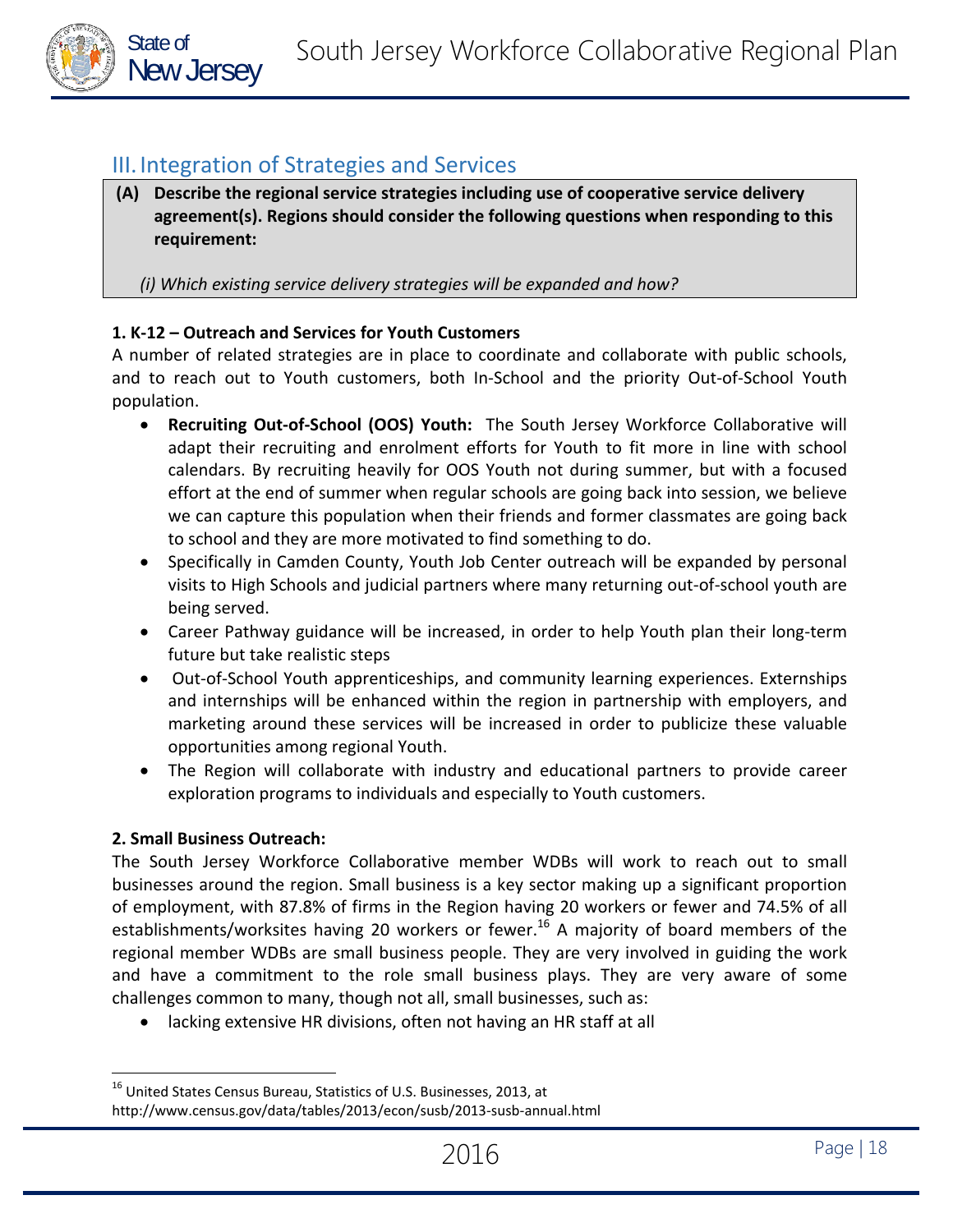## III. Integration of Strategies and Services

**(A) Describe the regional service strategies including use of cooperative service delivery agreement(s). Regions should consider the following questions when responding to this requirement:**

*(i) Which existing service delivery strategies will be expanded and how?*

**1. K-12 – Outreach and Services for Youth Customers**

A number of related strategies are in place to coordinate and collaborate with public schools, and to reach out to Youth customers, both In-School and the priority Out-of-School Youth population.

- **Recruiting Out-of-School (OOS) Youth:** The South Jersey Workforce Collaborative will adapt their recruiting and enrolment efforts for Youth to fit more in line with school calendars. By recruiting heavily for OOS Youth not during summer, but with a focused effort at the end of summer when regular schools are going back into session, we believe we can capture this population when their friends and former classmates are going back to school and they are more motivated to find something to do.
- Specifically in Camden County, Youth Job Center outreach will be expanded by personal visits to High Schools and judicial partners where many returning out-of-school youth are being served.
- Career Pathway guidance will be increased, in order to help Youth plan their long-term future but take realistic steps
- Out-of-School Youth apprenticeships, and community learning experiences. Externships and internships will be enhanced within the region in partnership with employers, and marketing around these services will be increased in order to publicize these valuable opportunities among regional Youth.
- The Region will collaborate with industry and educational partners to provide career exploration programs to individuals and especially to Youth customers.

**2. Small Business Outreach:**

The South Jersey Workforce Collaborative member WDBs will work to reach out to small businesses around the region. Small business is a key sector making up a significant proportion of employment, with 87.8% of firms in the Region having 20 workers or fewer and 74.5% of all establishments/worksites having 20 workers or fewer.[16] A majority of board members of the regional member WDBs are small business people. They are very involved in guiding the work and have a commitment to the role small business plays. They are very aware of some challenges common to many, though not all, small businesses, such as:

- lacking extensive HR divisions, often not having an HR staff at all

[16] United States Census Bureau, Statistics of U.S. Businesses, 2013, at http://www.census.gov/data/tables/2013/econ/susb/2013-susb-annual.html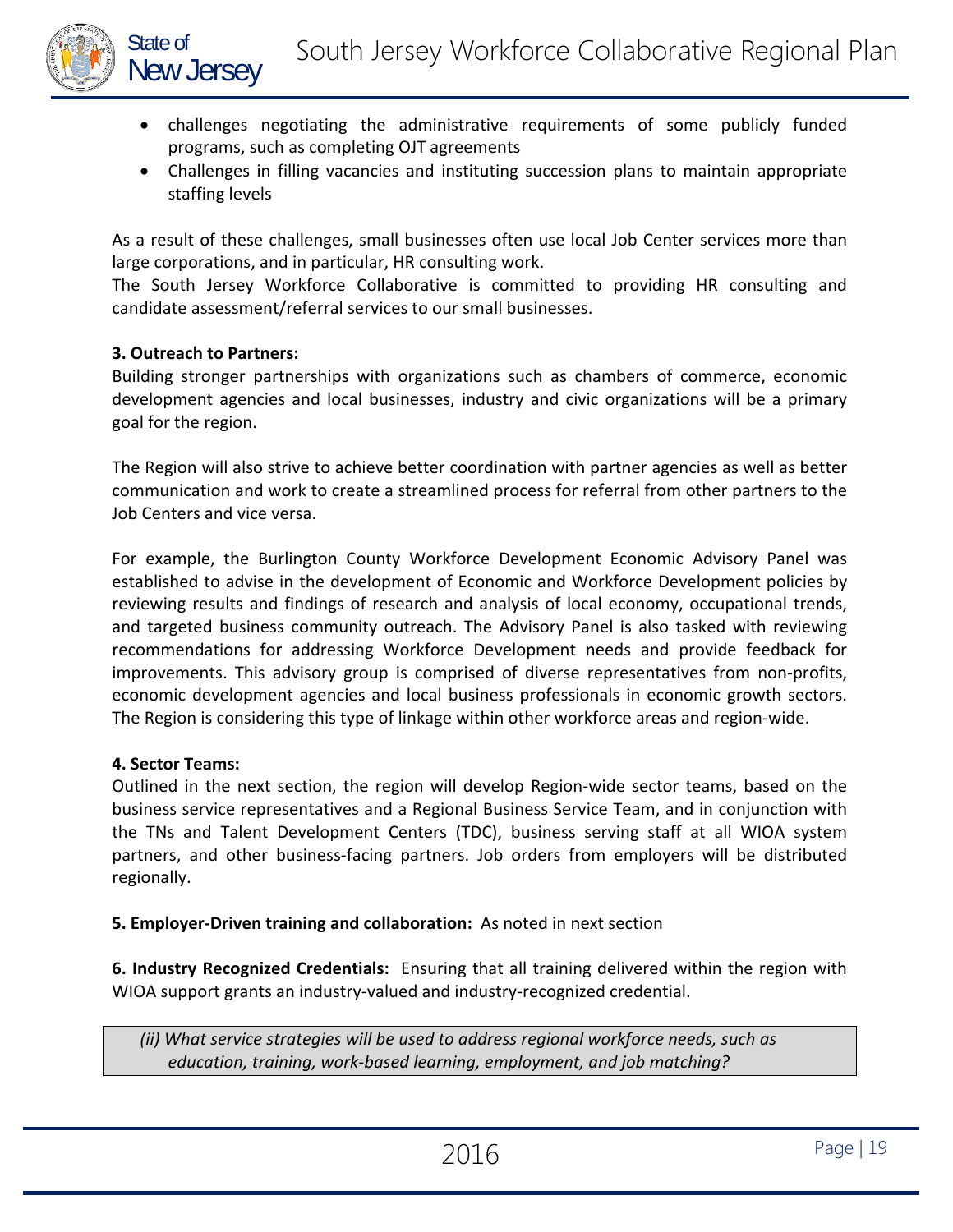- challenges negotiating the administrative requirements of some publicly funded programs, such as completing OJT agreements
- Challenges in filling vacancies and instituting succession plans to maintain appropriate staffing levels

As a result of these challenges, small businesses often use local Job Center services more than large corporations, and in particular, HR consulting work.
The South Jersey Workforce Collaborative is committed to providing HR consulting and candidate assessment/referral services to our small businesses.

**3. Outreach to Partners:**
Building stronger partnerships with organizations such as chambers of commerce, economic development agencies and local businesses, industry and civic organizations will be a primary goal for the region.

The Region will also strive to achieve better coordination with partner agencies as well as better communication and work to create a streamlined process for referral from other partners to the Job Centers and vice versa.

For example, the Burlington County Workforce Development Economic Advisory Panel was established to advise in the development of Economic and Workforce Development policies by reviewing results and findings of research and analysis of local economy, occupational trends, and targeted business community outreach. The Advisory Panel is also tasked with reviewing recommendations for addressing Workforce Development needs and provide feedback for improvements. This advisory group is comprised of diverse representatives from non-profits, economic development agencies and local business professionals in economic growth sectors. The Region is considering this type of linkage within other workforce areas and region-wide.

**4. Sector Teams:**
Outlined in the next section, the region will develop Region-wide sector teams, based on the business service representatives and a Regional Business Service Team, and in conjunction with the TNs and Talent Development Centers (TDC), business serving staff at all WIOA system partners, and other business-facing partners. Job orders from employers will be distributed regionally.

**5. Employer-Driven training and collaboration:** As noted in next section

**6. Industry Recognized Credentials:** Ensuring that all training delivered within the region with WIOA support grants an industry-valued and industry-recognized credential.

*(ii) What service strategies will be used to address regional workforce needs, such as education, training, work-based learning, employment, and job matching?*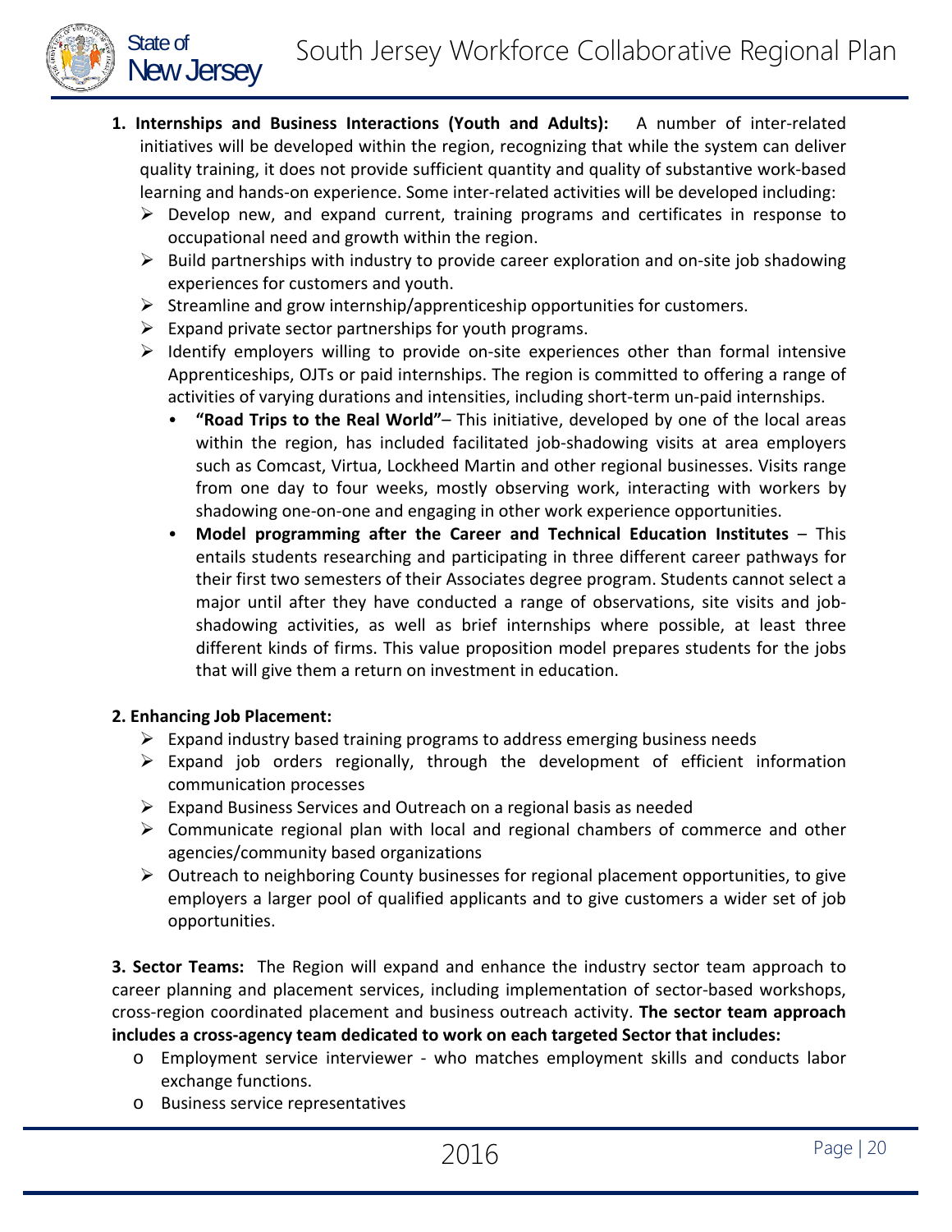1. **Internships and Business Interactions (Youth and Adults):** A number of inter-related initiatives will be developed within the region, recognizing that while the system can deliver quality training, it does not provide sufficient quantity and quality of substantive work-based learning and hands-on experience. Some inter-related activities will be developed including:
   - Develop new, and expand current, training programs and certificates in response to occupational need and growth within the region.
   - Build partnerships with industry to provide career exploration and on-site job shadowing experiences for customers and youth.
   - Streamline and grow internship/apprenticeship opportunities for customers.
   - Expand private sector partnerships for youth programs.
   - Identify employers willing to provide on-site experiences other than formal intensive Apprenticeships, OJTs or paid internships. The region is committed to offering a range of activities of varying durations and intensities, including short-term un-paid internships.
     - **"Road Trips to the Real World"**– This initiative, developed by one of the local areas within the region, has included facilitated job-shadowing visits at area employers such as Comcast, Virtua, Lockheed Martin and other regional businesses. Visits range from one day to four weeks, mostly observing work, interacting with workers by shadowing one-on-one and engaging in other work experience opportunities.
     - **Model programming after the Career and Technical Education Institutes** – This entails students researching and participating in three different career pathways for their first two semesters of their Associates degree program. Students cannot select a major until after they have conducted a range of observations, site visits and job-shadowing activities, as well as brief internships where possible, at least three different kinds of firms. This value proposition model prepares students for the jobs that will give them a return on investment in education.

**2. Enhancing Job Placement:**

- Expand industry based training programs to address emerging business needs
- Expand job orders regionally, through the development of efficient information communication processes
- Expand Business Services and Outreach on a regional basis as needed
- Communicate regional plan with local and regional chambers of commerce and other agencies/community based organizations
- Outreach to neighboring County businesses for regional placement opportunities, to give employers a larger pool of qualified applicants and to give customers a wider set of job opportunities.

**3. Sector Teams:** The Region will expand and enhance the industry sector team approach to career planning and placement services, including implementation of sector-based workshops, cross-region coordinated placement and business outreach activity. **The sector team approach includes a cross-agency team dedicated to work on each targeted Sector that includes:**

- Employment service interviewer - who matches employment skills and conducts labor exchange functions.
- Business service representatives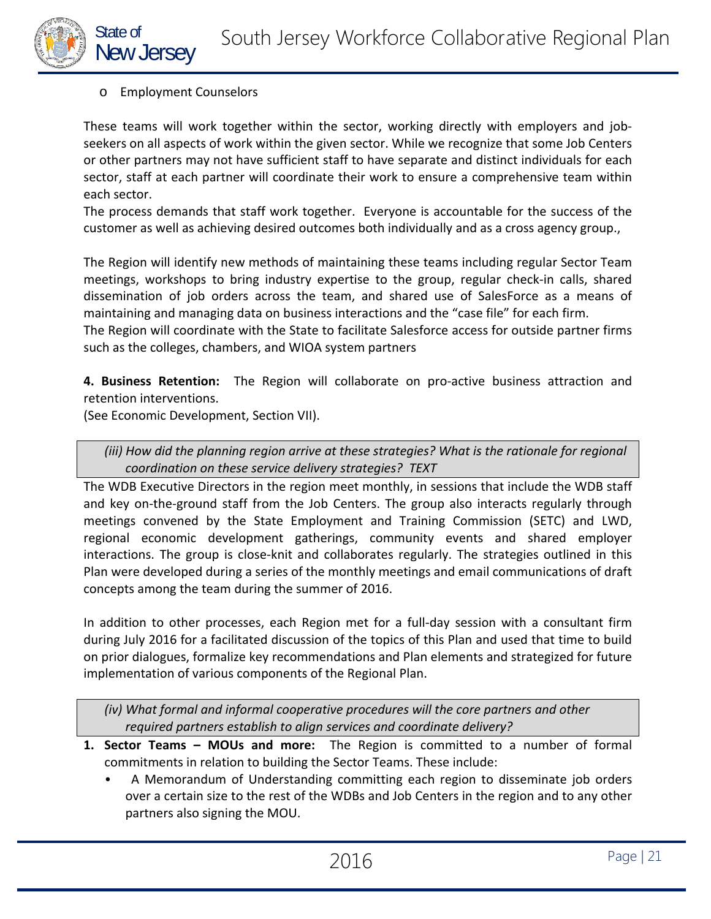- o Employment Counselors

These teams will work together within the sector, working directly with employers and job-seekers on all aspects of work within the given sector. While we recognize that some Job Centers or other partners may not have sufficient staff to have separate and distinct individuals for each sector, staff at each partner will coordinate their work to ensure a comprehensive team within each sector.

The process demands that staff work together. Everyone is accountable for the success of the customer as well as achieving desired outcomes both individually and as a cross agency group.,

The Region will identify new methods of maintaining these teams including regular Sector Team meetings, workshops to bring industry expertise to the group, regular check-in calls, shared dissemination of job orders across the team, and shared use of SalesForce as a means of maintaining and managing data on business interactions and the "case file" for each firm.

The Region will coordinate with the State to facilitate Salesforce access for outside partner firms such as the colleges, chambers, and WIOA system partners

**4. Business Retention:** The Region will collaborate on pro-active business attraction and retention interventions.
(See Economic Development, Section VII).

*(iii) How did the planning region arrive at these strategies? What is the rationale for regional coordination on these service delivery strategies? TEXT*

The WDB Executive Directors in the region meet monthly, in sessions that include the WDB staff and key on-the-ground staff from the Job Centers. The group also interacts regularly through meetings convened by the State Employment and Training Commission (SETC) and LWD, regional economic development gatherings, community events and shared employer interactions. The group is close-knit and collaborates regularly. The strategies outlined in this Plan were developed during a series of the monthly meetings and email communications of draft concepts among the team during the summer of 2016.

In addition to other processes, each Region met for a full-day session with a consultant firm during July 2016 for a facilitated discussion of the topics of this Plan and used that time to build on prior dialogues, formalize key recommendations and Plan elements and strategized for future implementation of various components of the Regional Plan.

*(iv) What formal and informal cooperative procedures will the core partners and other required partners establish to align services and coordinate delivery?*

1. **Sector Teams – MOUs and more:** The Region is committed to a number of formal commitments in relation to building the Sector Teams. These include:
   - A Memorandum of Understanding committing each region to disseminate job orders over a certain size to the rest of the WDBs and Job Centers in the region and to any other partners also signing the MOU.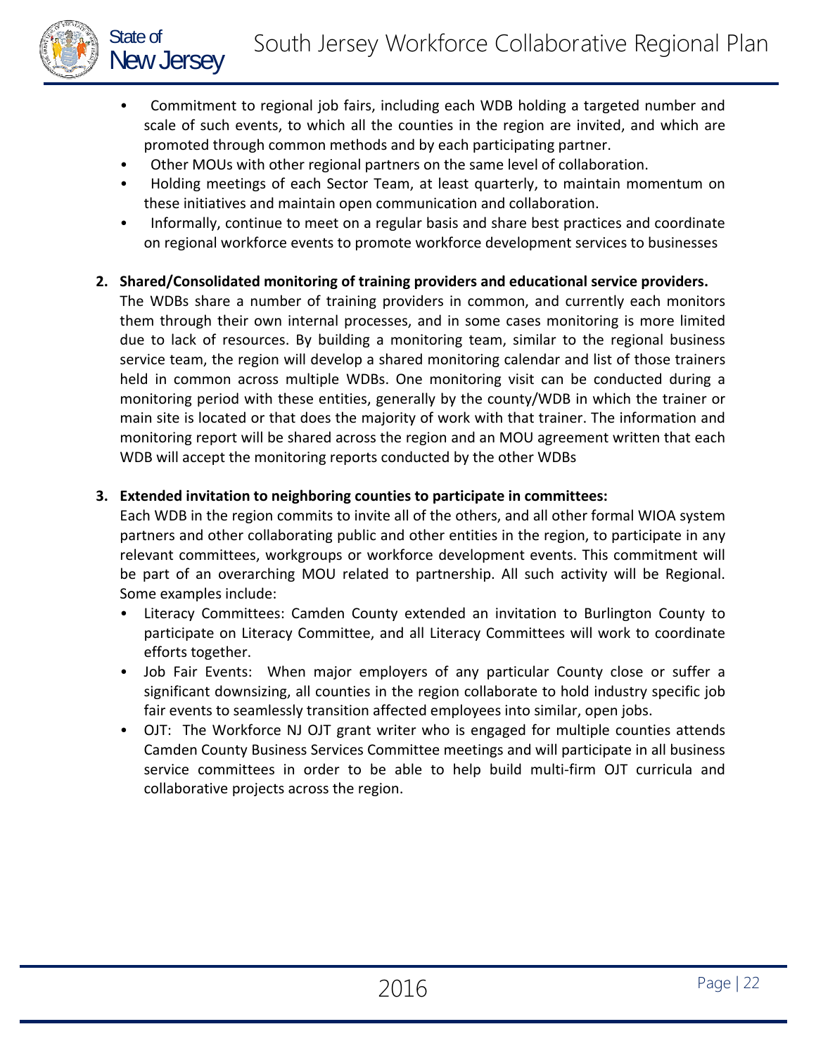- Commitment to regional job fairs, including each WDB holding a targeted number and scale of such events, to which all the counties in the region are invited, and which are promoted through common methods and by each participating partner.
- Other MOUs with other regional partners on the same level of collaboration.
- Holding meetings of each Sector Team, at least quarterly, to maintain momentum on these initiatives and maintain open communication and collaboration.
- Informally, continue to meet on a regular basis and share best practices and coordinate on regional workforce events to promote workforce development services to businesses

**2. Shared/Consolidated monitoring of training providers and educational service providers.**

The WDBs share a number of training providers in common, and currently each monitors them through their own internal processes, and in some cases monitoring is more limited due to lack of resources. By building a monitoring team, similar to the regional business service team, the region will develop a shared monitoring calendar and list of those trainers held in common across multiple WDBs. One monitoring visit can be conducted during a monitoring period with these entities, generally by the county/WDB in which the trainer or main site is located or that does the majority of work with that trainer. The information and monitoring report will be shared across the region and an MOU agreement written that each WDB will accept the monitoring reports conducted by the other WDBs

**3. Extended invitation to neighboring counties to participate in committees:**

Each WDB in the region commits to invite all of the others, and all other formal WIOA system partners and other collaborating public and other entities in the region, to participate in any relevant committees, workgroups or workforce development events. This commitment will be part of an overarching MOU related to partnership. All such activity will be Regional. Some examples include:

- Literacy Committees: Camden County extended an invitation to Burlington County to participate on Literacy Committee, and all Literacy Committees will work to coordinate efforts together.
- Job Fair Events: When major employers of any particular County close or suffer a significant downsizing, all counties in the region collaborate to hold industry specific job fair events to seamlessly transition affected employees into similar, open jobs.
- OJT: The Workforce NJ OJT grant writer who is engaged for multiple counties attends Camden County Business Services Committee meetings and will participate in all business service committees in order to be able to help build multi-firm OJT curricula and collaborative projects across the region.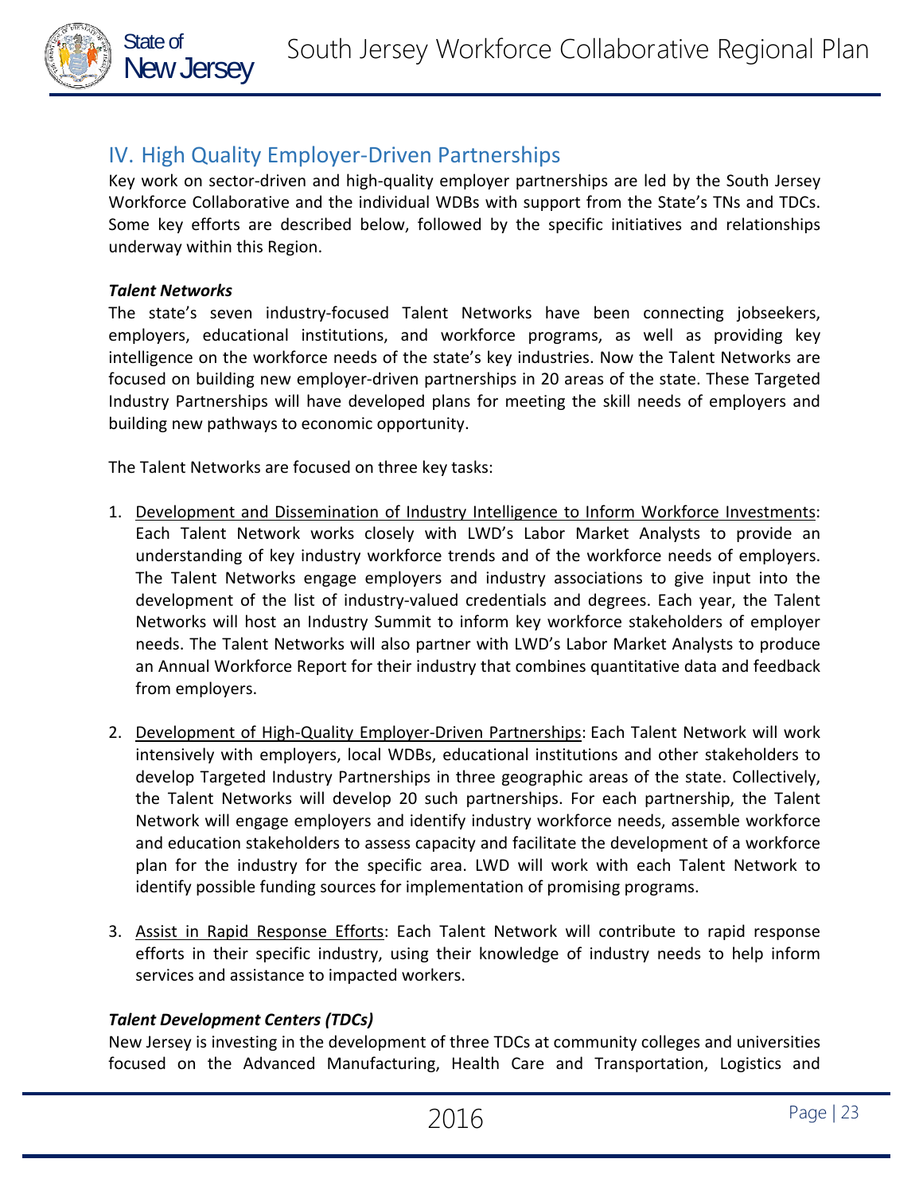## IV. High Quality Employer-Driven Partnerships

Key work on sector-driven and high-quality employer partnerships are led by the South Jersey Workforce Collaborative and the individual WDBs with support from the State's TNs and TDCs. Some key efforts are described below, followed by the specific initiatives and relationships underway within this Region.

***Talent Networks***

The state's seven industry-focused Talent Networks have been connecting jobseekers, employers, educational institutions, and workforce programs, as well as providing key intelligence on the workforce needs of the state's key industries. Now the Talent Networks are focused on building new employer-driven partnerships in 20 areas of the state. These Targeted Industry Partnerships will have developed plans for meeting the skill needs of employers and building new pathways to economic opportunity.

The Talent Networks are focused on three key tasks:

1. <u>Development and Dissemination of Industry Intelligence to Inform Workforce Investments</u>: Each Talent Network works closely with LWD's Labor Market Analysts to provide an understanding of key industry workforce trends and of the workforce needs of employers. The Talent Networks engage employers and industry associations to give input into the development of the list of industry-valued credentials and degrees. Each year, the Talent Networks will host an Industry Summit to inform key workforce stakeholders of employer needs. The Talent Networks will also partner with LWD's Labor Market Analysts to produce an Annual Workforce Report for their industry that combines quantitative data and feedback from employers.

2. <u>Development of High-Quality Employer-Driven Partnerships</u>: Each Talent Network will work intensively with employers, local WDBs, educational institutions and other stakeholders to develop Targeted Industry Partnerships in three geographic areas of the state. Collectively, the Talent Networks will develop 20 such partnerships. For each partnership, the Talent Network will engage employers and identify industry workforce needs, assemble workforce and education stakeholders to assess capacity and facilitate the development of a workforce plan for the industry for the specific area. LWD will work with each Talent Network to identify possible funding sources for implementation of promising programs.

3. <u>Assist in Rapid Response Efforts</u>: Each Talent Network will contribute to rapid response efforts in their specific industry, using their knowledge of industry needs to help inform services and assistance to impacted workers.

***Talent Development Centers (TDCs)***

New Jersey is investing in the development of three TDCs at community colleges and universities focused on the Advanced Manufacturing, Health Care and Transportation, Logistics and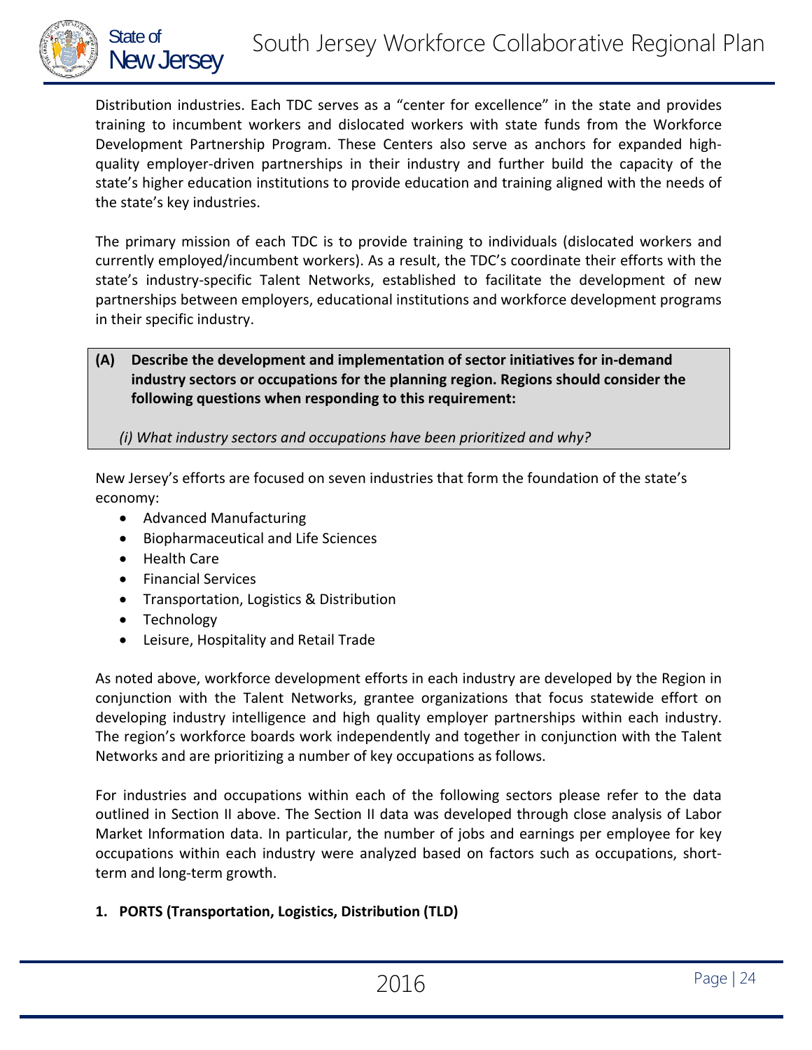Distribution industries. Each TDC serves as a "center for excellence" in the state and provides training to incumbent workers and dislocated workers with state funds from the Workforce Development Partnership Program. These Centers also serve as anchors for expanded high-quality employer-driven partnerships in their industry and further build the capacity of the state's higher education institutions to provide education and training aligned with the needs of the state's key industries.

The primary mission of each TDC is to provide training to individuals (dislocated workers and currently employed/incumbent workers). As a result, the TDC's coordinate their efforts with the state's industry-specific Talent Networks, established to facilitate the development of new partnerships between employers, educational institutions and workforce development programs in their specific industry.

**(A) Describe the development and implementation of sector initiatives for in-demand industry sectors or occupations for the planning region. Regions should consider the following questions when responding to this requirement:**

*(i) What industry sectors and occupations have been prioritized and why?*

New Jersey's efforts are focused on seven industries that form the foundation of the state's economy:

- Advanced Manufacturing
- Biopharmaceutical and Life Sciences
- Health Care
- Financial Services
- Transportation, Logistics & Distribution
- Technology
- Leisure, Hospitality and Retail Trade

As noted above, workforce development efforts in each industry are developed by the Region in conjunction with the Talent Networks, grantee organizations that focus statewide effort on developing industry intelligence and high quality employer partnerships within each industry. The region's workforce boards work independently and together in conjunction with the Talent Networks and are prioritizing a number of key occupations as follows.

For industries and occupations within each of the following sectors please refer to the data outlined in Section II above. The Section II data was developed through close analysis of Labor Market Information data. In particular, the number of jobs and earnings per employee for key occupations within each industry were analyzed based on factors such as occupations, short-term and long-term growth.

**1. PORTS (Transportation, Logistics, Distribution (TLD)**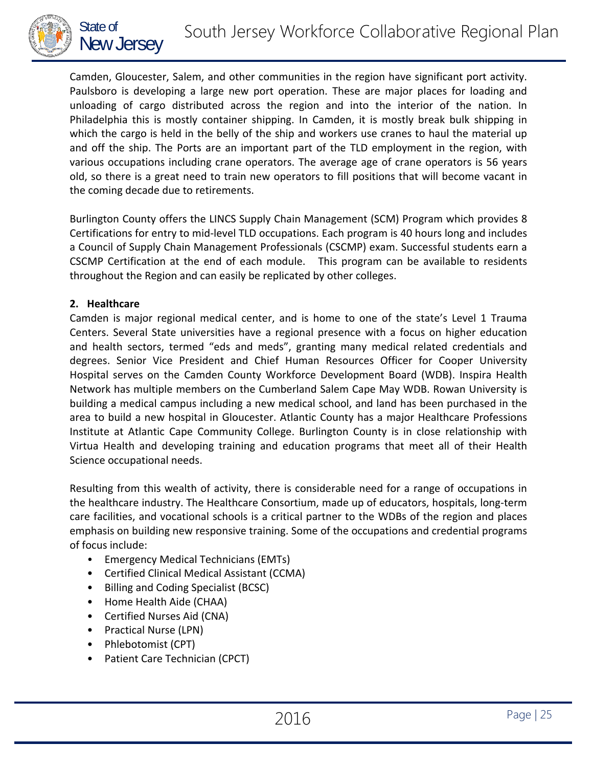Camden, Gloucester, Salem, and other communities in the region have significant port activity. Paulsboro is developing a large new port operation. These are major places for loading and unloading of cargo distributed across the region and into the interior of the nation. In Philadelphia this is mostly container shipping. In Camden, it is mostly break bulk shipping in which the cargo is held in the belly of the ship and workers use cranes to haul the material up and off the ship. The Ports are an important part of the TLD employment in the region, with various occupations including crane operators. The average age of crane operators is 56 years old, so there is a great need to train new operators to fill positions that will become vacant in the coming decade due to retirements.

Burlington County offers the LINCS Supply Chain Management (SCM) Program which provides 8 Certifications for entry to mid-level TLD occupations. Each program is 40 hours long and includes a Council of Supply Chain Management Professionals (CSCMP) exam. Successful students earn a CSCMP Certification at the end of each module. This program can be available to residents throughout the Region and can easily be replicated by other colleges.

**2. Healthcare**

Camden is major regional medical center, and is home to one of the state's Level 1 Trauma Centers. Several State universities have a regional presence with a focus on higher education and health sectors, termed "eds and meds", granting many medical related credentials and degrees. Senior Vice President and Chief Human Resources Officer for Cooper University Hospital serves on the Camden County Workforce Development Board (WDB). Inspira Health Network has multiple members on the Cumberland Salem Cape May WDB. Rowan University is building a medical campus including a new medical school, and land has been purchased in the area to build a new hospital in Gloucester. Atlantic County has a major Healthcare Professions Institute at Atlantic Cape Community College. Burlington County is in close relationship with Virtua Health and developing training and education programs that meet all of their Health Science occupational needs.

Resulting from this wealth of activity, there is considerable need for a range of occupations in the healthcare industry. The Healthcare Consortium, made up of educators, hospitals, long-term care facilities, and vocational schools is a critical partner to the WDBs of the region and places emphasis on building new responsive training. Some of the occupations and credential programs of focus include:

- Emergency Medical Technicians (EMTs)
- Certified Clinical Medical Assistant (CCMA)
- Billing and Coding Specialist (BCSC)
- Home Health Aide (CHAA)
- Certified Nurses Aid (CNA)
- Practical Nurse (LPN)
- Phlebotomist (CPT)
- Patient Care Technician (CPCT)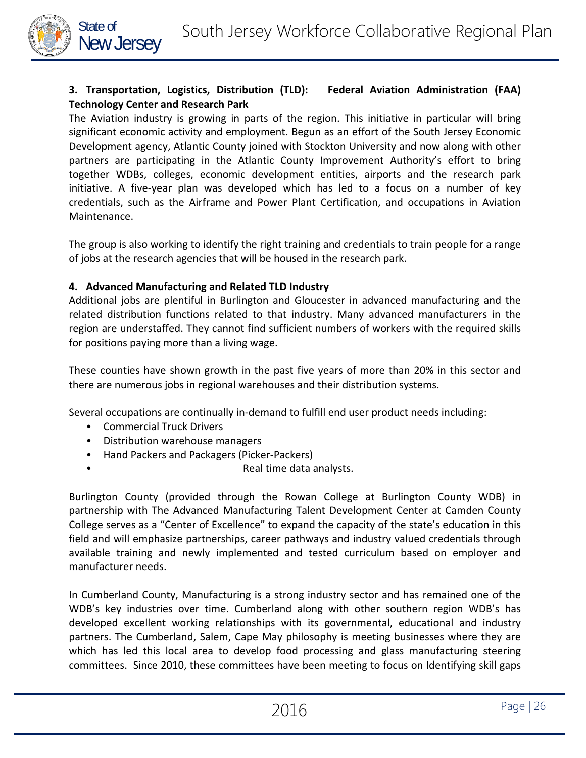**3. Transportation, Logistics, Distribution (TLD): Federal Aviation Administration (FAA) Technology Center and Research Park**

The Aviation industry is growing in parts of the region. This initiative in particular will bring significant economic activity and employment. Begun as an effort of the South Jersey Economic Development agency, Atlantic County joined with Stockton University and now along with other partners are participating in the Atlantic County Improvement Authority's effort to bring together WDBs, colleges, economic development entities, airports and the research park initiative. A five-year plan was developed which has led to a focus on a number of key credentials, such as the Airframe and Power Plant Certification, and occupations in Aviation Maintenance.

The group is also working to identify the right training and credentials to train people for a range of jobs at the research agencies that will be housed in the research park.

**4. Advanced Manufacturing and Related TLD Industry**

Additional jobs are plentiful in Burlington and Gloucester in advanced manufacturing and the related distribution functions related to that industry. Many advanced manufacturers in the region are understaffed. They cannot find sufficient numbers of workers with the required skills for positions paying more than a living wage.

These counties have shown growth in the past five years of more than 20% in this sector and there are numerous jobs in regional warehouses and their distribution systems.

Several occupations are continually in-demand to fulfill end user product needs including:

- Commercial Truck Drivers
- Distribution warehouse managers
- Hand Packers and Packagers (Picker-Packers)
- Real time data analysts.

Burlington County (provided through the Rowan College at Burlington County WDB) in partnership with The Advanced Manufacturing Talent Development Center at Camden County College serves as a "Center of Excellence" to expand the capacity of the state's education in this field and will emphasize partnerships, career pathways and industry valued credentials through available training and newly implemented and tested curriculum based on employer and manufacturer needs.

In Cumberland County, Manufacturing is a strong industry sector and has remained one of the WDB's key industries over time. Cumberland along with other southern region WDB's has developed excellent working relationships with its governmental, educational and industry partners. The Cumberland, Salem, Cape May philosophy is meeting businesses where they are which has led this local area to develop food processing and glass manufacturing steering committees. Since 2010, these committees have been meeting to focus on Identifying skill gaps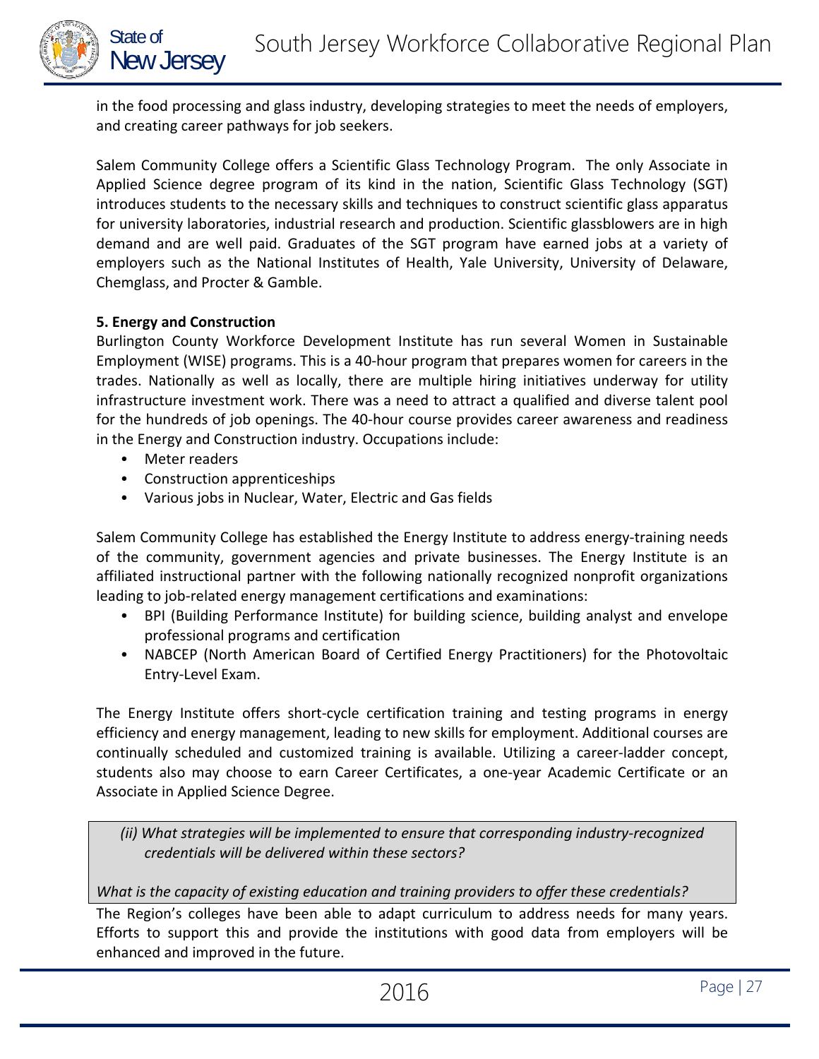in the food processing and glass industry, developing strategies to meet the needs of employers, and creating career pathways for job seekers.

Salem Community College offers a Scientific Glass Technology Program. The only Associate in Applied Science degree program of its kind in the nation, Scientific Glass Technology (SGT) introduces students to the necessary skills and techniques to construct scientific glass apparatus for university laboratories, industrial research and production. Scientific glassblowers are in high demand and are well paid. Graduates of the SGT program have earned jobs at a variety of employers such as the National Institutes of Health, Yale University, University of Delaware, Chemglass, and Procter & Gamble.

**5. Energy and Construction**

Burlington County Workforce Development Institute has run several Women in Sustainable Employment (WISE) programs. This is a 40-hour program that prepares women for careers in the trades. Nationally as well as locally, there are multiple hiring initiatives underway for utility infrastructure investment work. There was a need to attract a qualified and diverse talent pool for the hundreds of job openings. The 40-hour course provides career awareness and readiness in the Energy and Construction industry. Occupations include:

- Meter readers
- Construction apprenticeships
- Various jobs in Nuclear, Water, Electric and Gas fields

Salem Community College has established the Energy Institute to address energy-training needs of the community, government agencies and private businesses. The Energy Institute is an affiliated instructional partner with the following nationally recognized nonprofit organizations leading to job-related energy management certifications and examinations:

- BPI (Building Performance Institute) for building science, building analyst and envelope professional programs and certification
- NABCEP (North American Board of Certified Energy Practitioners) for the Photovoltaic Entry-Level Exam.

The Energy Institute offers short-cycle certification training and testing programs in energy efficiency and energy management, leading to new skills for employment. Additional courses are continually scheduled and customized training is available. Utilizing a career-ladder concept, students also may choose to earn Career Certificates, a one-year Academic Certificate or an Associate in Applied Science Degree.

*(ii) What strategies will be implemented to ensure that corresponding industry-recognized credentials will be delivered within these sectors?*

*What is the capacity of existing education and training providers to offer these credentials?*

The Region's colleges have been able to adapt curriculum to address needs for many years. Efforts to support this and provide the institutions with good data from employers will be enhanced and improved in the future.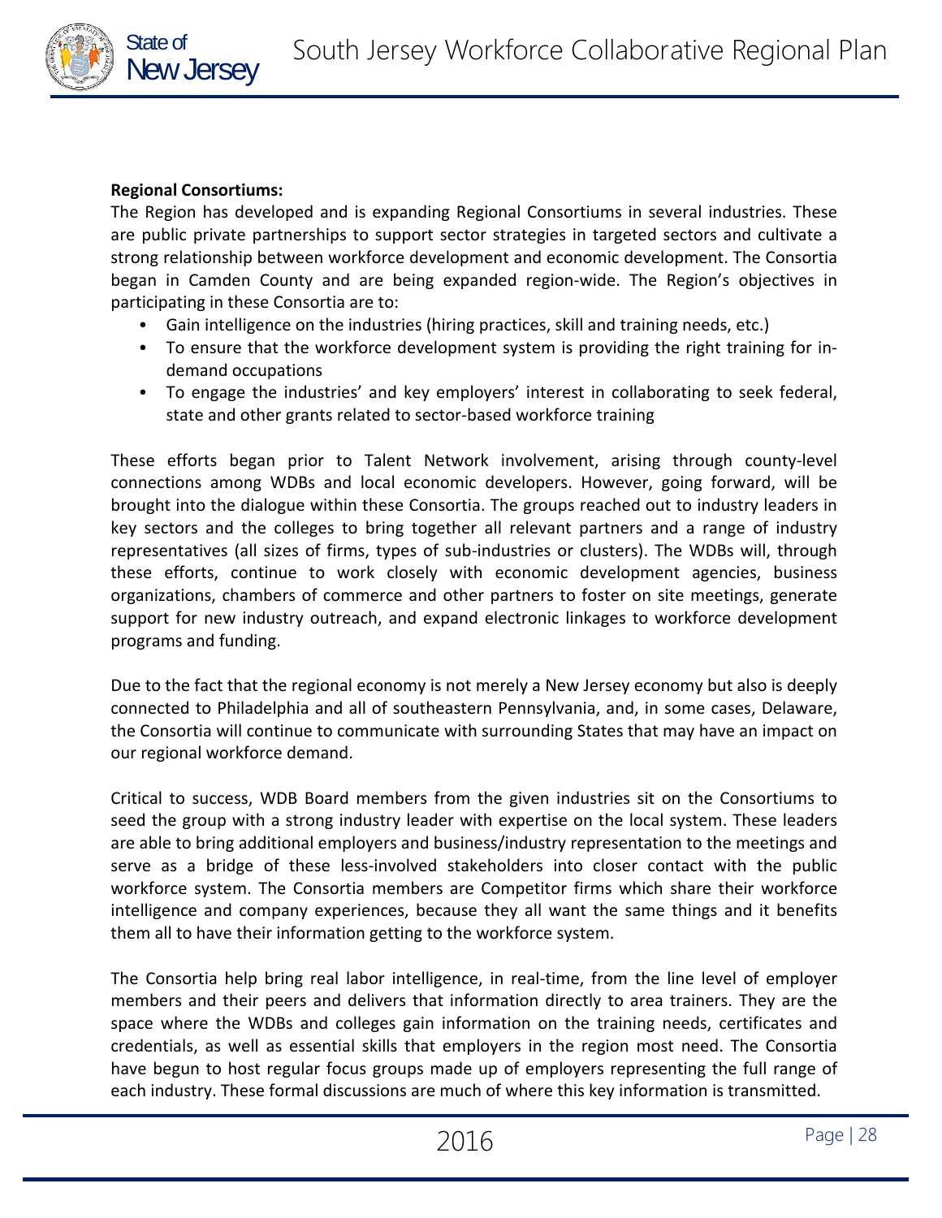**Regional Consortiums:**

The Region has developed and is expanding Regional Consortiums in several industries. These are public private partnerships to support sector strategies in targeted sectors and cultivate a strong relationship between workforce development and economic development. The Consortia began in Camden County and are being expanded region-wide. The Region's objectives in participating in these Consortia are to:

- Gain intelligence on the industries (hiring practices, skill and training needs, etc.)
- To ensure that the workforce development system is providing the right training for in-demand occupations
- To engage the industries' and key employers' interest in collaborating to seek federal, state and other grants related to sector-based workforce training

These efforts began prior to Talent Network involvement, arising through county-level connections among WDBs and local economic developers. However, going forward, will be brought into the dialogue within these Consortia. The groups reached out to industry leaders in key sectors and the colleges to bring together all relevant partners and a range of industry representatives (all sizes of firms, types of sub-industries or clusters). The WDBs will, through these efforts, continue to work closely with economic development agencies, business organizations, chambers of commerce and other partners to foster on site meetings, generate support for new industry outreach, and expand electronic linkages to workforce development programs and funding.

Due to the fact that the regional economy is not merely a New Jersey economy but also is deeply connected to Philadelphia and all of southeastern Pennsylvania, and, in some cases, Delaware, the Consortia will continue to communicate with surrounding States that may have an impact on our regional workforce demand.

Critical to success, WDB Board members from the given industries sit on the Consortiums to seed the group with a strong industry leader with expertise on the local system. These leaders are able to bring additional employers and business/industry representation to the meetings and serve as a bridge of these less-involved stakeholders into closer contact with the public workforce system. The Consortia members are Competitor firms which share their workforce intelligence and company experiences, because they all want the same things and it benefits them all to have their information getting to the workforce system.

The Consortia help bring real labor intelligence, in real-time, from the line level of employer members and their peers and delivers that information directly to area trainers. They are the space where the WDBs and colleges gain information on the training needs, certificates and credentials, as well as essential skills that employers in the region most need. The Consortia have begun to host regular focus groups made up of employers representing the full range of each industry. These formal discussions are much of where this key information is transmitted.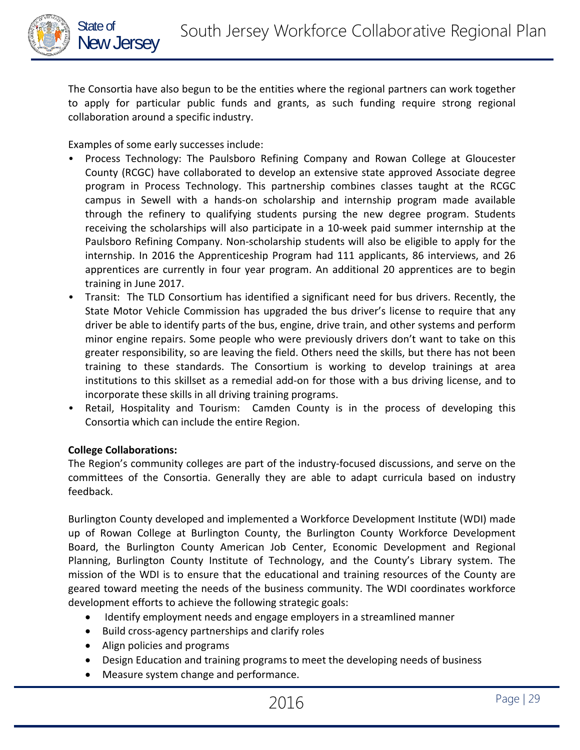The Consortia have also begun to be the entities where the regional partners can work together to apply for particular public funds and grants, as such funding require strong regional collaboration around a specific industry.

Examples of some early successes include:

- Process Technology: The Paulsboro Refining Company and Rowan College at Gloucester County (RCGC) have collaborated to develop an extensive state approved Associate degree program in Process Technology. This partnership combines classes taught at the RCGC campus in Sewell with a hands-on scholarship and internship program made available through the refinery to qualifying students pursing the new degree program. Students receiving the scholarships will also participate in a 10-week paid summer internship at the Paulsboro Refining Company. Non-scholarship students will also be eligible to apply for the internship. In 2016 the Apprenticeship Program had 111 applicants, 86 interviews, and 26 apprentices are currently in four year program. An additional 20 apprentices are to begin training in June 2017.
- Transit: The TLD Consortium has identified a significant need for bus drivers. Recently, the State Motor Vehicle Commission has upgraded the bus driver's license to require that any driver be able to identify parts of the bus, engine, drive train, and other systems and perform minor engine repairs. Some people who were previously drivers don't want to take on this greater responsibility, so are leaving the field. Others need the skills, but there has not been training to these standards. The Consortium is working to develop trainings at area institutions to this skillset as a remedial add-on for those with a bus driving license, and to incorporate these skills in all driving training programs.
- Retail, Hospitality and Tourism: Camden County is in the process of developing this Consortia which can include the entire Region.

**College Collaborations:**

The Region's community colleges are part of the industry-focused discussions, and serve on the committees of the Consortia. Generally they are able to adapt curricula based on industry feedback.

Burlington County developed and implemented a Workforce Development Institute (WDI) made up of Rowan College at Burlington County, the Burlington County Workforce Development Board, the Burlington County American Job Center, Economic Development and Regional Planning, Burlington County Institute of Technology, and the County's Library system. The mission of the WDI is to ensure that the educational and training resources of the County are geared toward meeting the needs of the business community. The WDI coordinates workforce development efforts to achieve the following strategic goals:

- Identify employment needs and engage employers in a streamlined manner
- Build cross-agency partnerships and clarify roles
- Align policies and programs
- Design Education and training programs to meet the developing needs of business
- Measure system change and performance.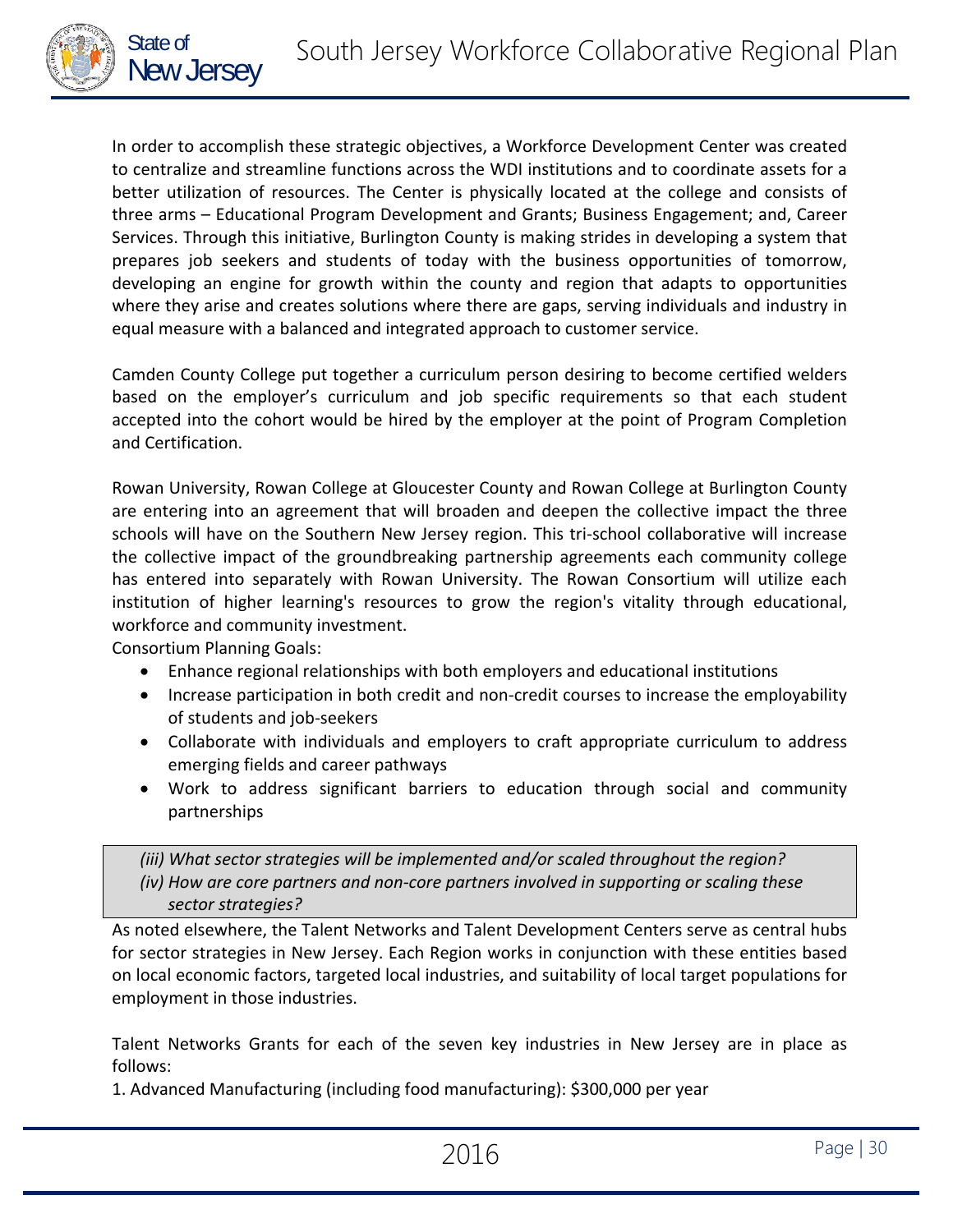In order to accomplish these strategic objectives, a Workforce Development Center was created to centralize and streamline functions across the WDI institutions and to coordinate assets for a better utilization of resources. The Center is physically located at the college and consists of three arms – Educational Program Development and Grants; Business Engagement; and, Career Services. Through this initiative, Burlington County is making strides in developing a system that prepares job seekers and students of today with the business opportunities of tomorrow, developing an engine for growth within the county and region that adapts to opportunities where they arise and creates solutions where there are gaps, serving individuals and industry in equal measure with a balanced and integrated approach to customer service.

Camden County College put together a curriculum person desiring to become certified welders based on the employer's curriculum and job specific requirements so that each student accepted into the cohort would be hired by the employer at the point of Program Completion and Certification.

Rowan University, Rowan College at Gloucester County and Rowan College at Burlington County are entering into an agreement that will broaden and deepen the collective impact the three schools will have on the Southern New Jersey region. This tri-school collaborative will increase the collective impact of the groundbreaking partnership agreements each community college has entered into separately with Rowan University. The Rowan Consortium will utilize each institution of higher learning's resources to grow the region's vitality through educational, workforce and community investment.

Consortium Planning Goals:

- Enhance regional relationships with both employers and educational institutions
- Increase participation in both credit and non-credit courses to increase the employability of students and job-seekers
- Collaborate with individuals and employers to craft appropriate curriculum to address emerging fields and career pathways
- Work to address significant barriers to education through social and community partnerships

*(iii) What sector strategies will be implemented and/or scaled throughout the region?*
*(iv) How are core partners and non-core partners involved in supporting or scaling these sector strategies?*

As noted elsewhere, the Talent Networks and Talent Development Centers serve as central hubs for sector strategies in New Jersey. Each Region works in conjunction with these entities based on local economic factors, targeted local industries, and suitability of local target populations for employment in those industries.

Talent Networks Grants for each of the seven key industries in New Jersey are in place as follows:

1. Advanced Manufacturing (including food manufacturing): $300,000 per year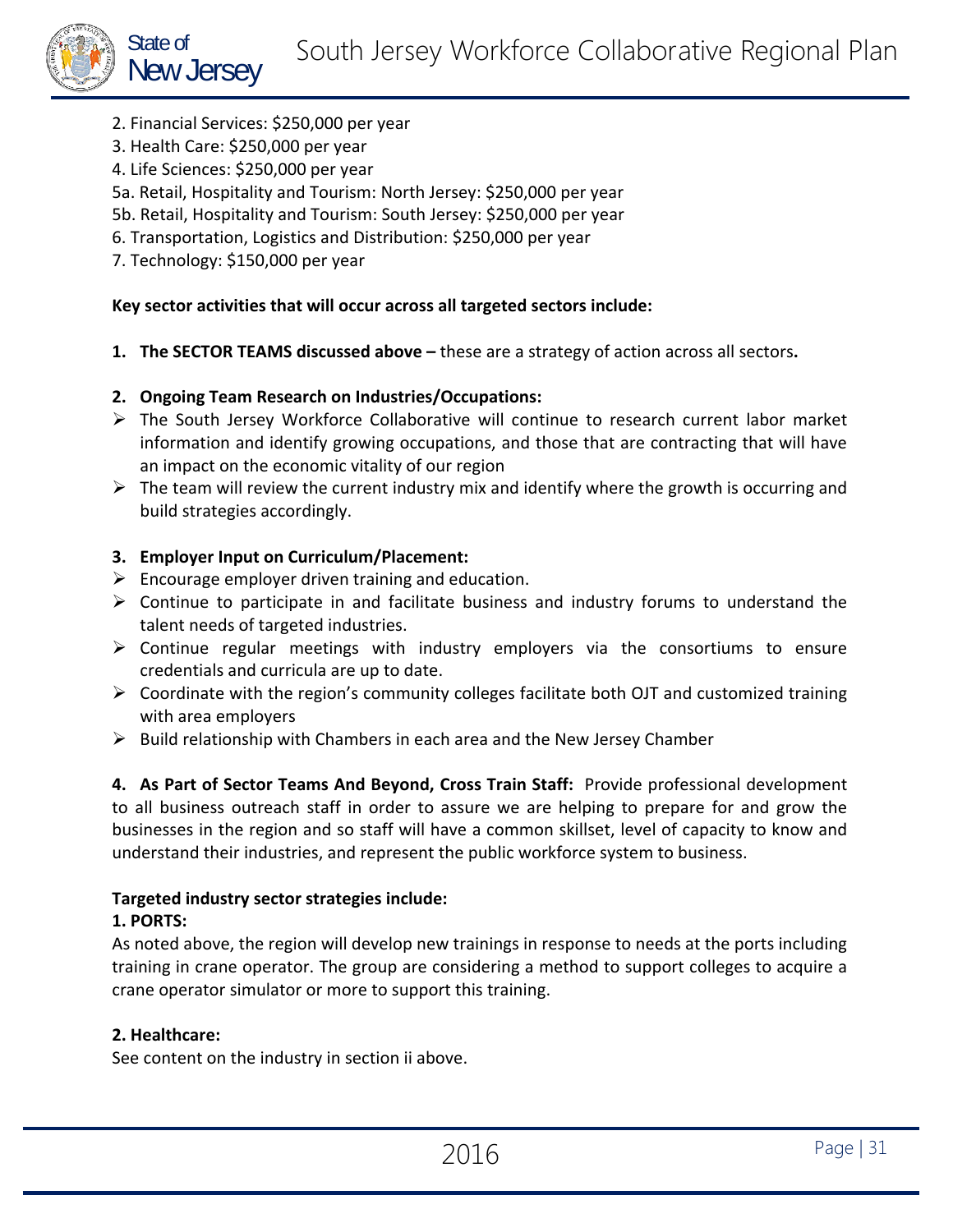2. Financial Services: $250,000 per year
3. Health Care: $250,000 per year
4. Life Sciences: $250,000 per year
5a. Retail, Hospitality and Tourism: North Jersey: $250,000 per year
5b. Retail, Hospitality and Tourism: South Jersey: $250,000 per year
6. Transportation, Logistics and Distribution: $250,000 per year
7. Technology: $150,000 per year

**Key sector activities that will occur across all targeted sectors include:**

1. **The SECTOR TEAMS discussed above –** these are a strategy of action across all sectors**.**

2. **Ongoing Team Research on Industries/Occupations:**

- The South Jersey Workforce Collaborative will continue to research current labor market information and identify growing occupations, and those that are contracting that will have an impact on the economic vitality of our region
- The team will review the current industry mix and identify where the growth is occurring and build strategies accordingly.

3. **Employer Input on Curriculum/Placement:**

- Encourage employer driven training and education.
- Continue to participate in and facilitate business and industry forums to understand the talent needs of targeted industries.
- Continue regular meetings with industry employers via the consortiums to ensure credentials and curricula are up to date.
- Coordinate with the region's community colleges facilitate both OJT and customized training with area employers
- Build relationship with Chambers in each area and the New Jersey Chamber

**4. As Part of Sector Teams And Beyond, Cross Train Staff:** Provide professional development to all business outreach staff in order to assure we are helping to prepare for and grow the businesses in the region and so staff will have a common skillset, level of capacity to know and understand their industries, and represent the public workforce system to business.

**Targeted industry sector strategies include:**

**1. PORTS:**

As noted above, the region will develop new trainings in response to needs at the ports including training in crane operator. The group are considering a method to support colleges to acquire a crane operator simulator or more to support this training.

**2. Healthcare:**

See content on the industry in section ii above.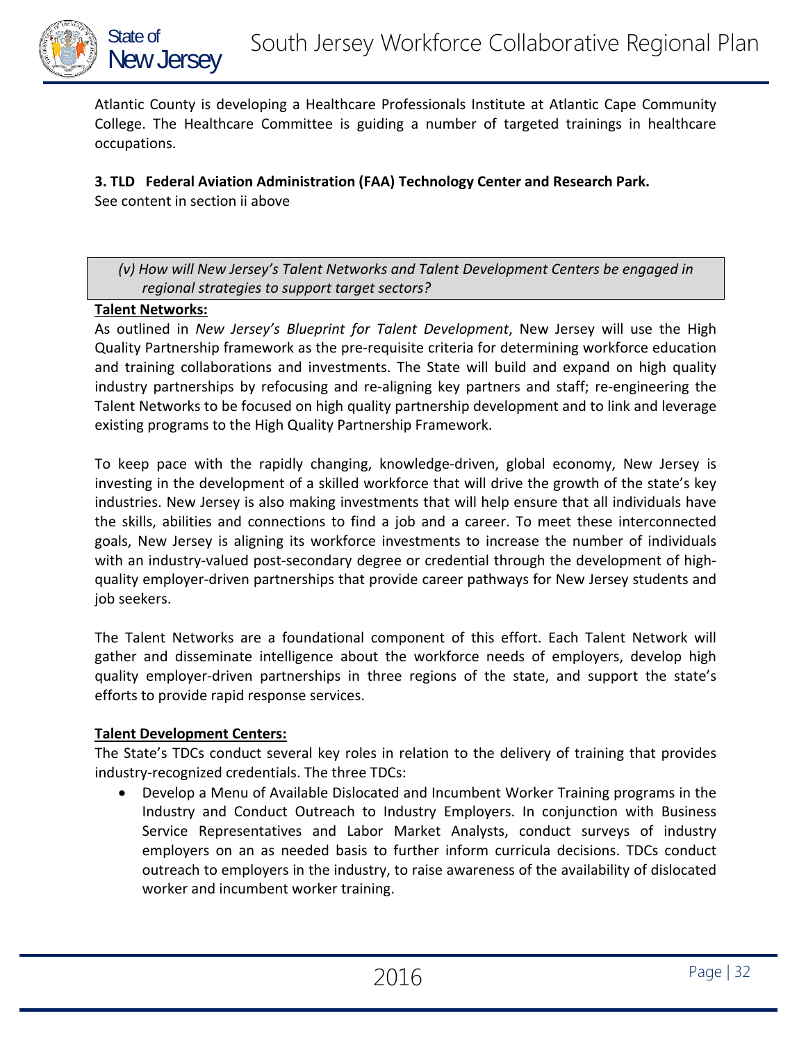Atlantic County is developing a Healthcare Professionals Institute at Atlantic Cape Community College. The Healthcare Committee is guiding a number of targeted trainings in healthcare occupations.

**3. TLD Federal Aviation Administration (FAA) Technology Center and Research Park.**
See content in section ii above

*(v) How will New Jersey's Talent Networks and Talent Development Centers be engaged in regional strategies to support target sectors?*

**Talent Networks:**
As outlined in *New Jersey's Blueprint for Talent Development*, New Jersey will use the High Quality Partnership framework as the pre-requisite criteria for determining workforce education and training collaborations and investments. The State will build and expand on high quality industry partnerships by refocusing and re-aligning key partners and staff; re-engineering the Talent Networks to be focused on high quality partnership development and to link and leverage existing programs to the High Quality Partnership Framework.

To keep pace with the rapidly changing, knowledge-driven, global economy, New Jersey is investing in the development of a skilled workforce that will drive the growth of the state's key industries. New Jersey is also making investments that will help ensure that all individuals have the skills, abilities and connections to find a job and a career. To meet these interconnected goals, New Jersey is aligning its workforce investments to increase the number of individuals with an industry-valued post-secondary degree or credential through the development of high-quality employer-driven partnerships that provide career pathways for New Jersey students and job seekers.

The Talent Networks are a foundational component of this effort. Each Talent Network will gather and disseminate intelligence about the workforce needs of employers, develop high quality employer-driven partnerships in three regions of the state, and support the state's efforts to provide rapid response services.

**Talent Development Centers:**
The State's TDCs conduct several key roles in relation to the delivery of training that provides industry-recognized credentials. The three TDCs:

- Develop a Menu of Available Dislocated and Incumbent Worker Training programs in the Industry and Conduct Outreach to Industry Employers. In conjunction with Business Service Representatives and Labor Market Analysts, conduct surveys of industry employers on an as needed basis to further inform curricula decisions. TDCs conduct outreach to employers in the industry, to raise awareness of the availability of dislocated worker and incumbent worker training.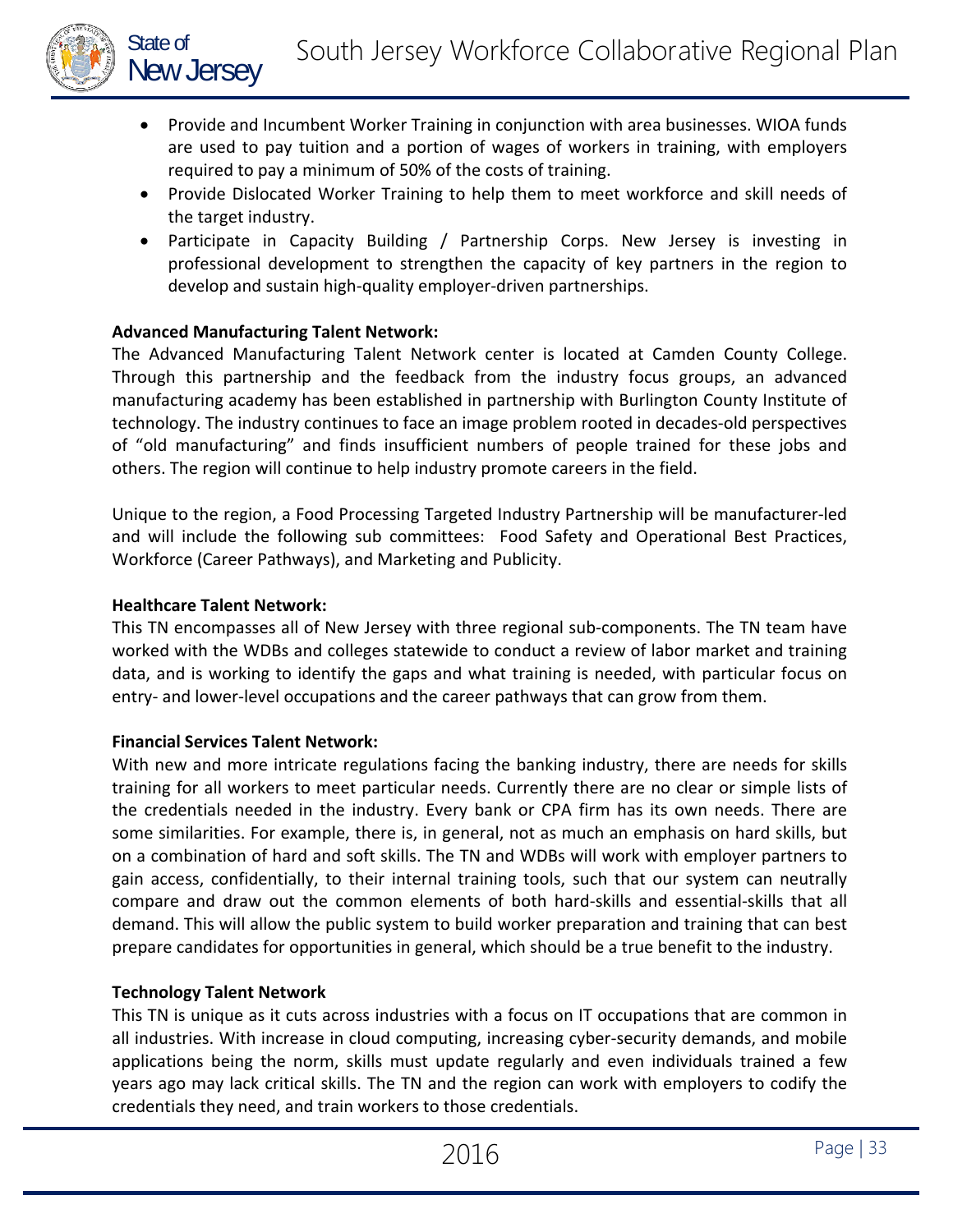- Provide and Incumbent Worker Training in conjunction with area businesses. WIOA funds are used to pay tuition and a portion of wages of workers in training, with employers required to pay a minimum of 50% of the costs of training.
- Provide Dislocated Worker Training to help them to meet workforce and skill needs of the target industry.
- Participate in Capacity Building / Partnership Corps. New Jersey is investing in professional development to strengthen the capacity of key partners in the region to develop and sustain high-quality employer-driven partnerships.

**Advanced Manufacturing Talent Network:**

The Advanced Manufacturing Talent Network center is located at Camden County College. Through this partnership and the feedback from the industry focus groups, an advanced manufacturing academy has been established in partnership with Burlington County Institute of technology. The industry continues to face an image problem rooted in decades-old perspectives of "old manufacturing" and finds insufficient numbers of people trained for these jobs and others. The region will continue to help industry promote careers in the field.

Unique to the region, a Food Processing Targeted Industry Partnership will be manufacturer-led and will include the following sub committees: Food Safety and Operational Best Practices, Workforce (Career Pathways), and Marketing and Publicity.

**Healthcare Talent Network:**

This TN encompasses all of New Jersey with three regional sub-components. The TN team have worked with the WDBs and colleges statewide to conduct a review of labor market and training data, and is working to identify the gaps and what training is needed, with particular focus on entry- and lower-level occupations and the career pathways that can grow from them.

**Financial Services Talent Network:**

With new and more intricate regulations facing the banking industry, there are needs for skills training for all workers to meet particular needs. Currently there are no clear or simple lists of the credentials needed in the industry. Every bank or CPA firm has its own needs. There are some similarities. For example, there is, in general, not as much an emphasis on hard skills, but on a combination of hard and soft skills. The TN and WDBs will work with employer partners to gain access, confidentially, to their internal training tools, such that our system can neutrally compare and draw out the common elements of both hard-skills and essential-skills that all demand. This will allow the public system to build worker preparation and training that can best prepare candidates for opportunities in general, which should be a true benefit to the industry.

**Technology Talent Network**

This TN is unique as it cuts across industries with a focus on IT occupations that are common in all industries. With increase in cloud computing, increasing cyber-security demands, and mobile applications being the norm, skills must update regularly and even individuals trained a few years ago may lack critical skills. The TN and the region can work with employers to codify the credentials they need, and train workers to those credentials.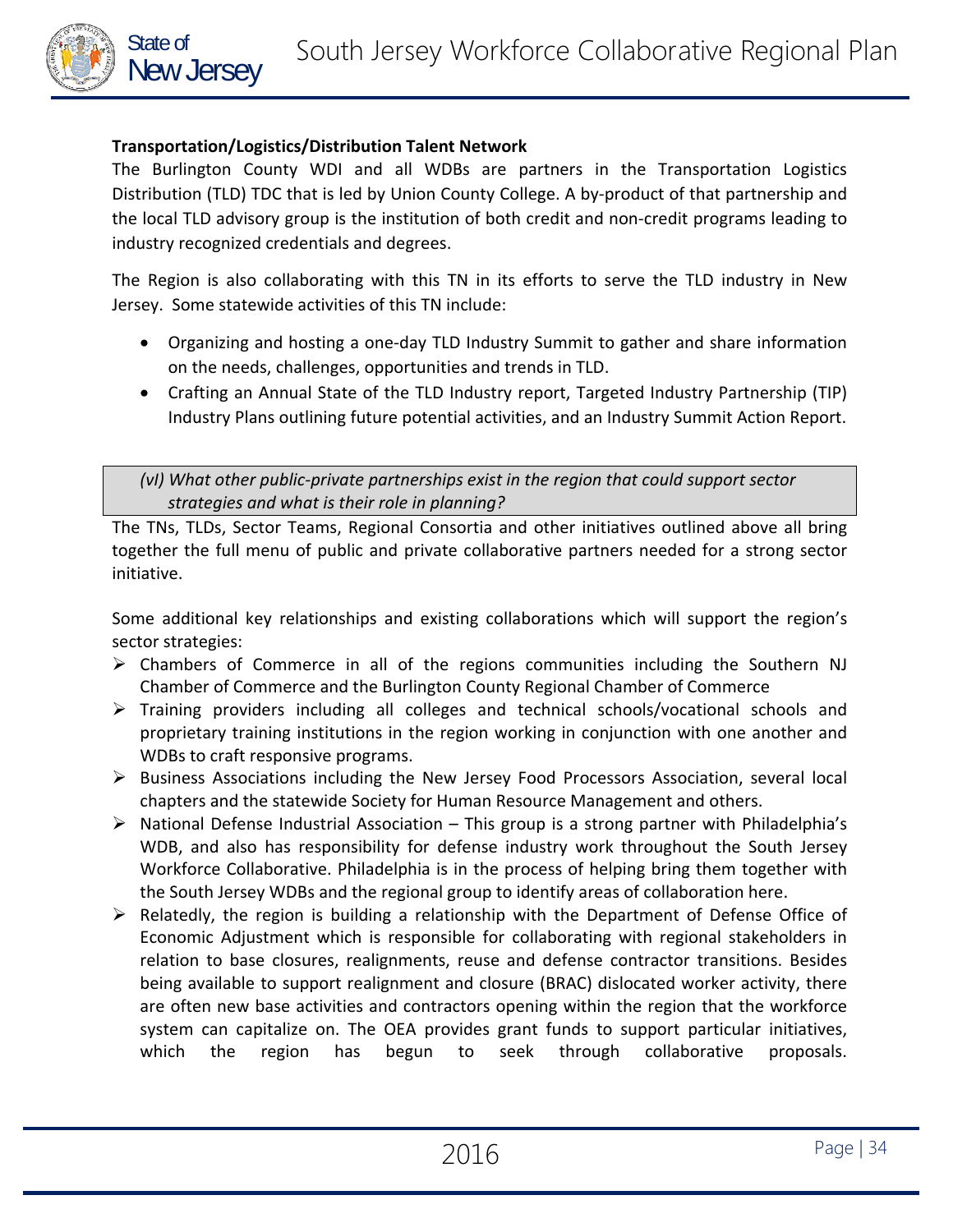**Transportation/Logistics/Distribution Talent Network**

The Burlington County WDI and all WDBs are partners in the Transportation Logistics Distribution (TLD) TDC that is led by Union County College. A by-product of that partnership and the local TLD advisory group is the institution of both credit and non-credit programs leading to industry recognized credentials and degrees.

The Region is also collaborating with this TN in its efforts to serve the TLD industry in New Jersey. Some statewide activities of this TN include:

- Organizing and hosting a one-day TLD Industry Summit to gather and share information on the needs, challenges, opportunities and trends in TLD.
- Crafting an Annual State of the TLD Industry report, Targeted Industry Partnership (TIP) Industry Plans outlining future potential activities, and an Industry Summit Action Report.

*(vI) What other public-private partnerships exist in the region that could support sector strategies and what is their role in planning?*

The TNs, TLDs, Sector Teams, Regional Consortia and other initiatives outlined above all bring together the full menu of public and private collaborative partners needed for a strong sector initiative.

Some additional key relationships and existing collaborations which will support the region's sector strategies:

- Chambers of Commerce in all of the regions communities including the Southern NJ Chamber of Commerce and the Burlington County Regional Chamber of Commerce
- Training providers including all colleges and technical schools/vocational schools and proprietary training institutions in the region working in conjunction with one another and WDBs to craft responsive programs.
- Business Associations including the New Jersey Food Processors Association, several local chapters and the statewide Society for Human Resource Management and others.
- National Defense Industrial Association – This group is a strong partner with Philadelphia's WDB, and also has responsibility for defense industry work throughout the South Jersey Workforce Collaborative. Philadelphia is in the process of helping bring them together with the South Jersey WDBs and the regional group to identify areas of collaboration here.
- Relatedly, the region is building a relationship with the Department of Defense Office of Economic Adjustment which is responsible for collaborating with regional stakeholders in relation to base closures, realignments, reuse and defense contractor transitions. Besides being available to support realignment and closure (BRAC) dislocated worker activity, there are often new base activities and contractors opening within the region that the workforce system can capitalize on. The OEA provides grant funds to support particular initiatives, which the region has begun to seek through collaborative proposals.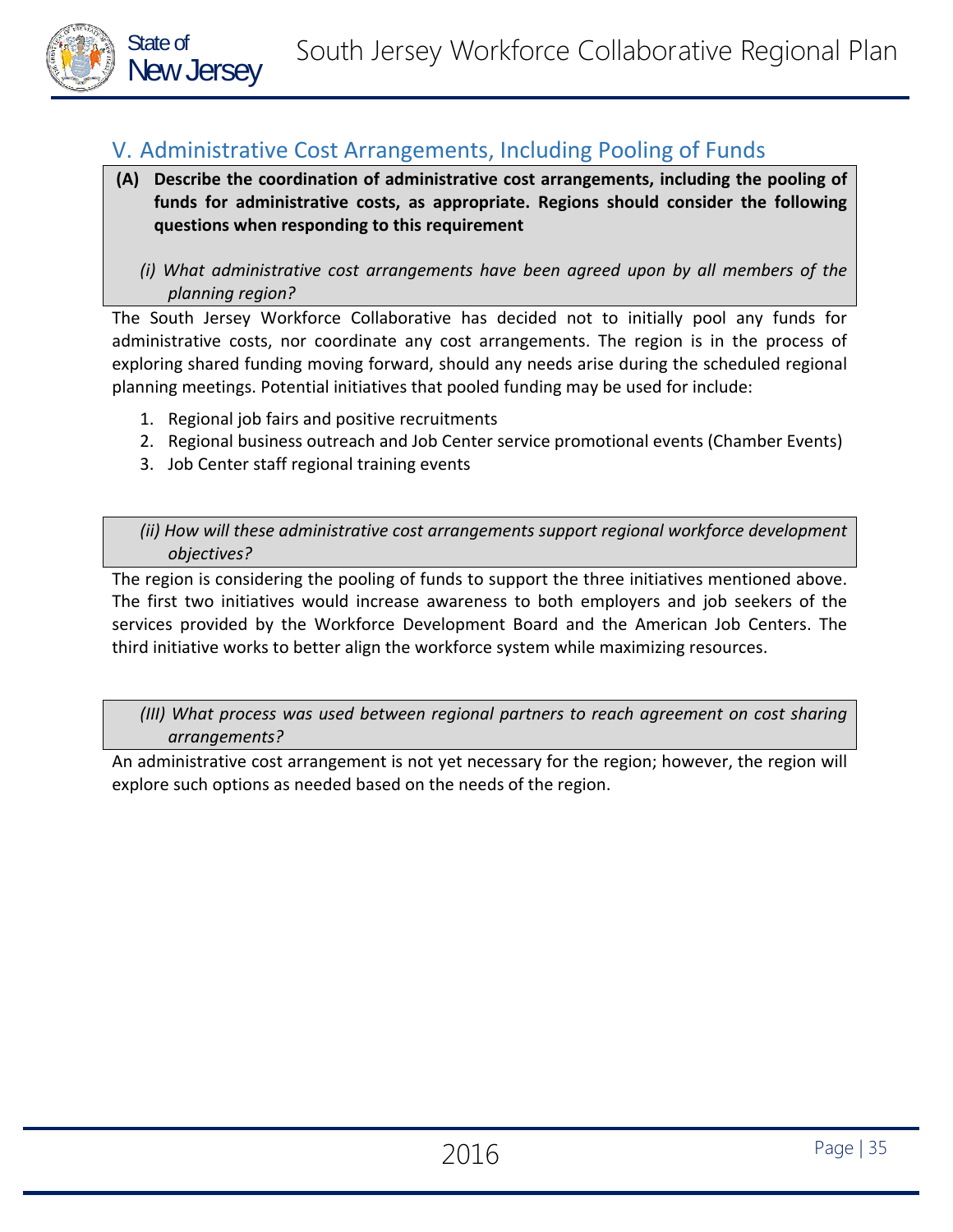## V. Administrative Cost Arrangements, Including Pooling of Funds

**(A) Describe the coordination of administrative cost arrangements, including the pooling of funds for administrative costs, as appropriate. Regions should consider the following questions when responding to this requirement**

*(i) What administrative cost arrangements have been agreed upon by all members of the planning region?*

The South Jersey Workforce Collaborative has decided not to initially pool any funds for administrative costs, nor coordinate any cost arrangements. The region is in the process of exploring shared funding moving forward, should any needs arise during the scheduled regional planning meetings. Potential initiatives that pooled funding may be used for include:

1. Regional job fairs and positive recruitments
2. Regional business outreach and Job Center service promotional events (Chamber Events)
3. Job Center staff regional training events

*(ii) How will these administrative cost arrangements support regional workforce development objectives?*

The region is considering the pooling of funds to support the three initiatives mentioned above. The first two initiatives would increase awareness to both employers and job seekers of the services provided by the Workforce Development Board and the American Job Centers. The third initiative works to better align the workforce system while maximizing resources.

*(III) What process was used between regional partners to reach agreement on cost sharing arrangements?*

An administrative cost arrangement is not yet necessary for the region; however, the region will explore such options as needed based on the needs of the region.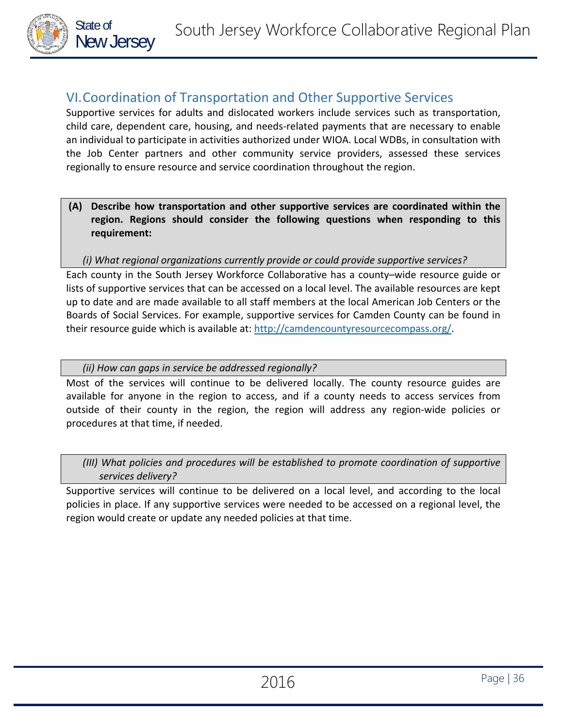## VI. Coordination of Transportation and Other Supportive Services

Supportive services for adults and dislocated workers include services such as transportation, child care, dependent care, housing, and needs-related payments that are necessary to enable an individual to participate in activities authorized under WIOA. Local WDBs, in consultation with the Job Center partners and other community service providers, assessed these services regionally to ensure resource and service coordination throughout the region.

**(A) Describe how transportation and other supportive services are coordinated within the region. Regions should consider the following questions when responding to this requirement:**

*(i) What regional organizations currently provide or could provide supportive services?*

Each county in the South Jersey Workforce Collaborative has a county–wide resource guide or lists of supportive services that can be accessed on a local level. The available resources are kept up to date and are made available to all staff members at the local American Job Centers or the Boards of Social Services. For example, supportive services for Camden County can be found in their resource guide which is available at: http://camdencountyresourcecompass.org/.

*(ii) How can gaps in service be addressed regionally?*

Most of the services will continue to be delivered locally. The county resource guides are available for anyone in the region to access, and if a county needs to access services from outside of their county in the region, the region will address any region-wide policies or procedures at that time, if needed.

*(III) What policies and procedures will be established to promote coordination of supportive services delivery?*

Supportive services will continue to be delivered on a local level, and according to the local policies in place. If any supportive services were needed to be accessed on a regional level, the region would create or update any needed policies at that time.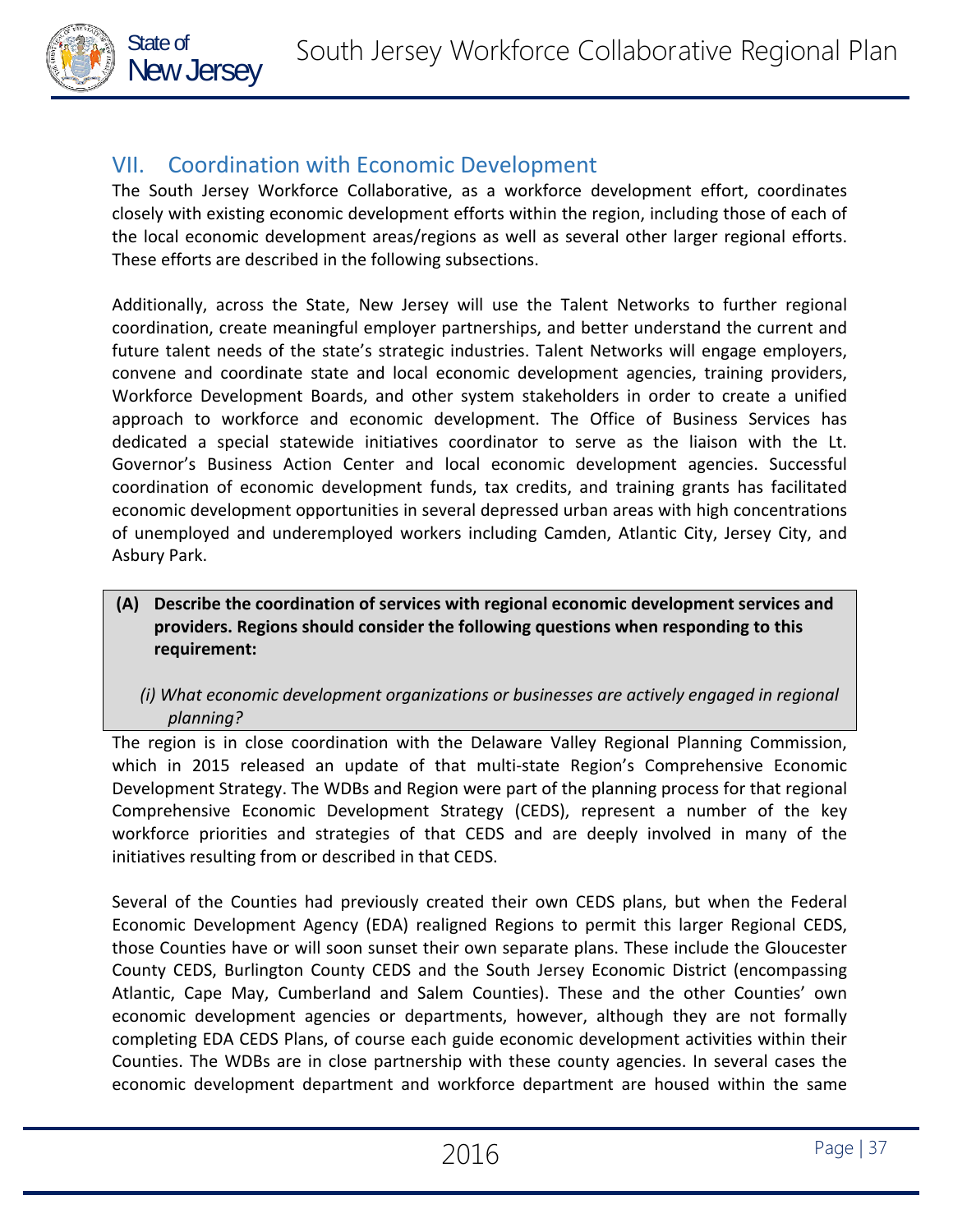## VII. Coordination with Economic Development

The South Jersey Workforce Collaborative, as a workforce development effort, coordinates closely with existing economic development efforts within the region, including those of each of the local economic development areas/regions as well as several other larger regional efforts. These efforts are described in the following subsections.

Additionally, across the State, New Jersey will use the Talent Networks to further regional coordination, create meaningful employer partnerships, and better understand the current and future talent needs of the state's strategic industries. Talent Networks will engage employers, convene and coordinate state and local economic development agencies, training providers, Workforce Development Boards, and other system stakeholders in order to create a unified approach to workforce and economic development. The Office of Business Services has dedicated a special statewide initiatives coordinator to serve as the liaison with the Lt. Governor's Business Action Center and local economic development agencies. Successful coordination of economic development funds, tax credits, and training grants has facilitated economic development opportunities in several depressed urban areas with high concentrations of unemployed and underemployed workers including Camden, Atlantic City, Jersey City, and Asbury Park.

**(A) Describe the coordination of services with regional economic development services and providers. Regions should consider the following questions when responding to this requirement:**

*(i) What economic development organizations or businesses are actively engaged in regional planning?*

The region is in close coordination with the Delaware Valley Regional Planning Commission, which in 2015 released an update of that multi-state Region's Comprehensive Economic Development Strategy. The WDBs and Region were part of the planning process for that regional Comprehensive Economic Development Strategy (CEDS), represent a number of the key workforce priorities and strategies of that CEDS and are deeply involved in many of the initiatives resulting from or described in that CEDS.

Several of the Counties had previously created their own CEDS plans, but when the Federal Economic Development Agency (EDA) realigned Regions to permit this larger Regional CEDS, those Counties have or will soon sunset their own separate plans. These include the Gloucester County CEDS, Burlington County CEDS and the South Jersey Economic District (encompassing Atlantic, Cape May, Cumberland and Salem Counties). These and the other Counties' own economic development agencies or departments, however, although they are not formally completing EDA CEDS Plans, of course each guide economic development activities within their Counties. The WDBs are in close partnership with these county agencies. In several cases the economic development department and workforce department are housed within the same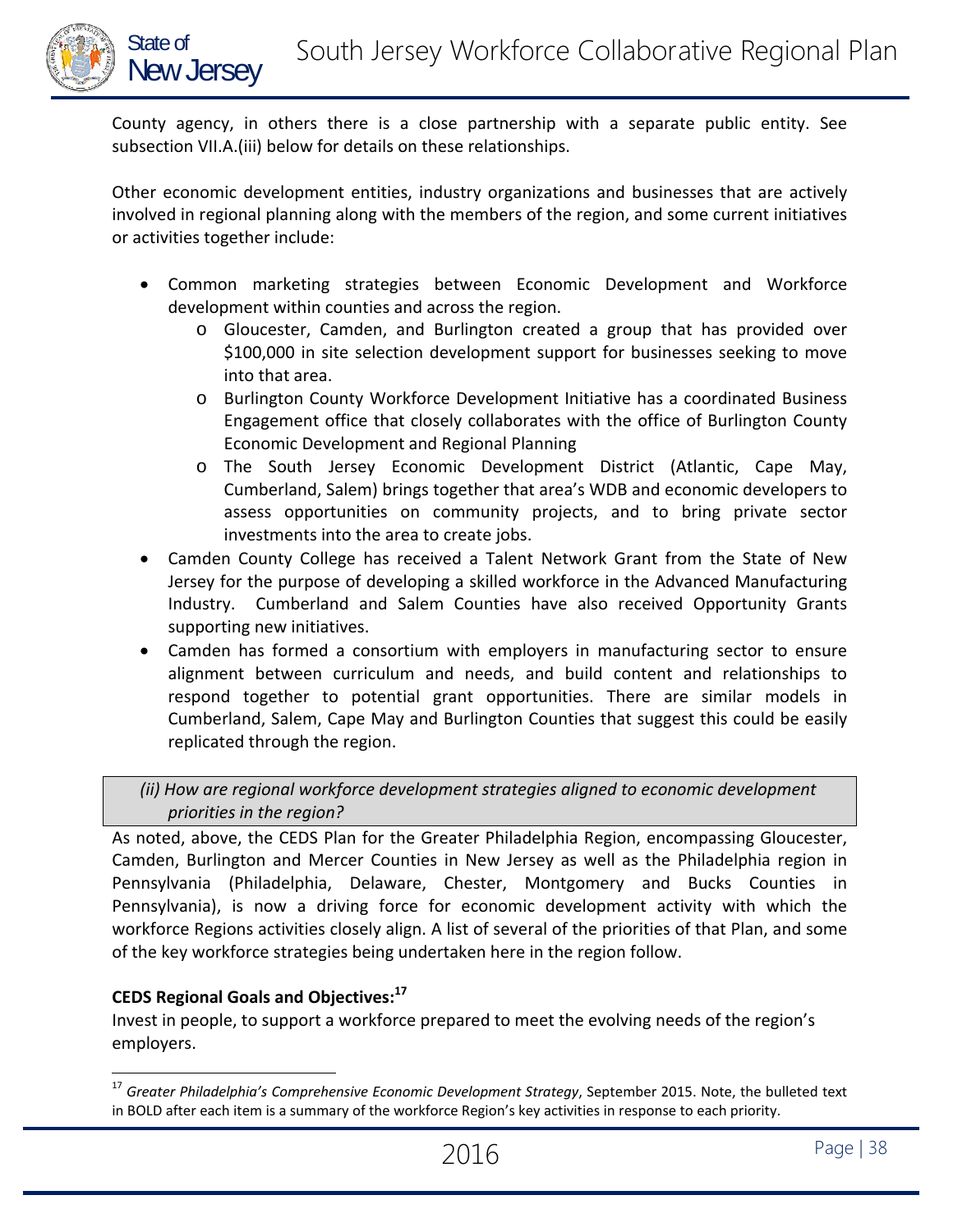County agency, in others there is a close partnership with a separate public entity. See subsection VII.A.(iii) below for details on these relationships.

Other economic development entities, industry organizations and businesses that are actively involved in regional planning along with the members of the region, and some current initiatives or activities together include:

- Common marketing strategies between Economic Development and Workforce development within counties and across the region.
    - Gloucester, Camden, and Burlington created a group that has provided over $100,000 in site selection development support for businesses seeking to move into that area.
    - Burlington County Workforce Development Initiative has a coordinated Business Engagement office that closely collaborates with the office of Burlington County Economic Development and Regional Planning
    - The South Jersey Economic Development District (Atlantic, Cape May, Cumberland, Salem) brings together that area's WDB and economic developers to assess opportunities on community projects, and to bring private sector investments into the area to create jobs.
- Camden County College has received a Talent Network Grant from the State of New Jersey for the purpose of developing a skilled workforce in the Advanced Manufacturing Industry. Cumberland and Salem Counties have also received Opportunity Grants supporting new initiatives.
- Camden has formed a consortium with employers in manufacturing sector to ensure alignment between curriculum and needs, and build content and relationships to respond together to potential grant opportunities. There are similar models in Cumberland, Salem, Cape May and Burlington Counties that suggest this could be easily replicated through the region.

*(ii) How are regional workforce development strategies aligned to economic development priorities in the region?*

As noted, above, the CEDS Plan for the Greater Philadelphia Region, encompassing Gloucester, Camden, Burlington and Mercer Counties in New Jersey as well as the Philadelphia region in Pennsylvania (Philadelphia, Delaware, Chester, Montgomery and Bucks Counties in Pennsylvania), is now a driving force for economic development activity with which the workforce Regions activities closely align. A list of several of the priorities of that Plan, and some of the key workforce strategies being undertaken here in the region follow.

**CEDS Regional Goals and Objectives:**[17]

Invest in people, to support a workforce prepared to meet the evolving needs of the region's employers.

[17] *Greater Philadelphia's Comprehensive Economic Development Strategy*, September 2015. Note, the bulleted text in BOLD after each item is a summary of the workforce Region's key activities in response to each priority.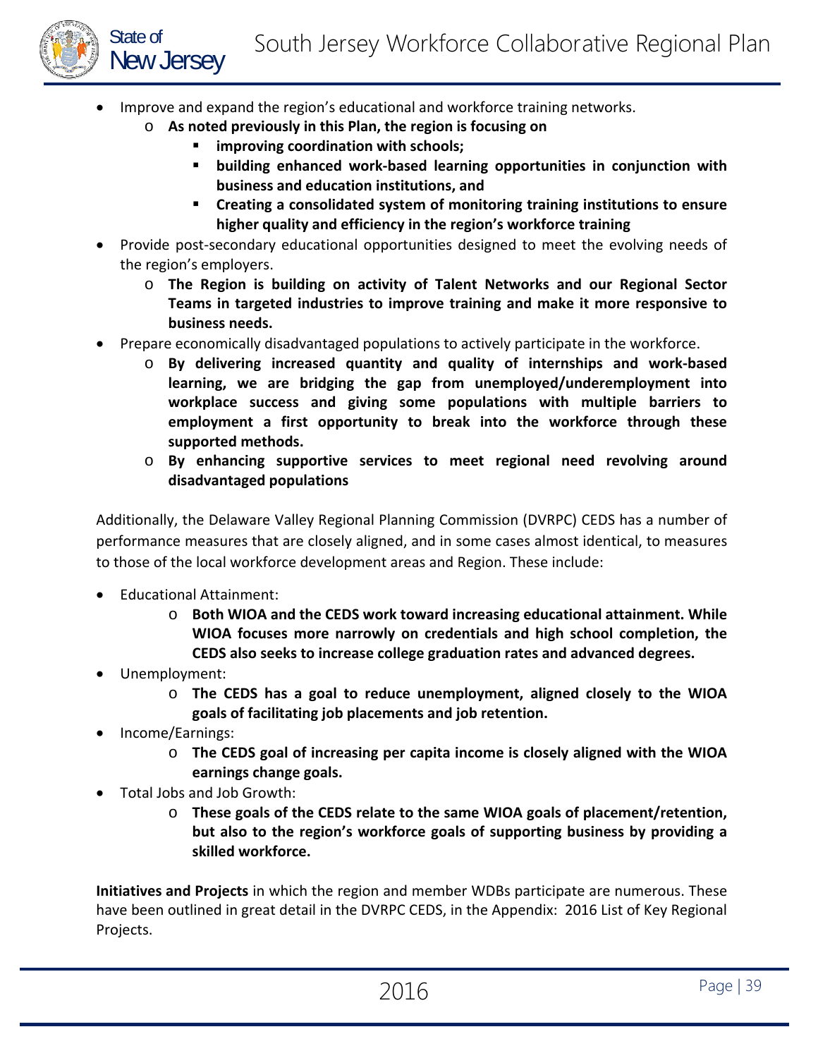- Improve and expand the region's educational and workforce training networks.
    - **As noted previously in this Plan, the region is focusing on**
        - **improving coordination with schools;**
        - **building enhanced work-based learning opportunities in conjunction with business and education institutions, and**
        - **Creating a consolidated system of monitoring training institutions to ensure higher quality and efficiency in the region's workforce training**
- Provide post-secondary educational opportunities designed to meet the evolving needs of the region's employers.
    - **The Region is building on activity of Talent Networks and our Regional Sector Teams in targeted industries to improve training and make it more responsive to business needs.**
- Prepare economically disadvantaged populations to actively participate in the workforce.
    - **By delivering increased quantity and quality of internships and work-based learning, we are bridging the gap from unemployed/underemployment into workplace success and giving some populations with multiple barriers to employment a first opportunity to break into the workforce through these supported methods.**
    - **By enhancing supportive services to meet regional need revolving around disadvantaged populations**

Additionally, the Delaware Valley Regional Planning Commission (DVRPC) CEDS has a number of performance measures that are closely aligned, and in some cases almost identical, to measures to those of the local workforce development areas and Region. These include:

- Educational Attainment:
    - **Both WIOA and the CEDS work toward increasing educational attainment. While WIOA focuses more narrowly on credentials and high school completion, the CEDS also seeks to increase college graduation rates and advanced degrees.**
- Unemployment:
    - **The CEDS has a goal to reduce unemployment, aligned closely to the WIOA goals of facilitating job placements and job retention.**
- Income/Earnings:
    - **The CEDS goal of increasing per capita income is closely aligned with the WIOA earnings change goals.**
- Total Jobs and Job Growth:
    - **These goals of the CEDS relate to the same WIOA goals of placement/retention, but also to the region's workforce goals of supporting business by providing a skilled workforce.**

**Initiatives and Projects** in which the region and member WDBs participate are numerous. These have been outlined in great detail in the DVRPC CEDS, in the Appendix: 2016 List of Key Regional Projects.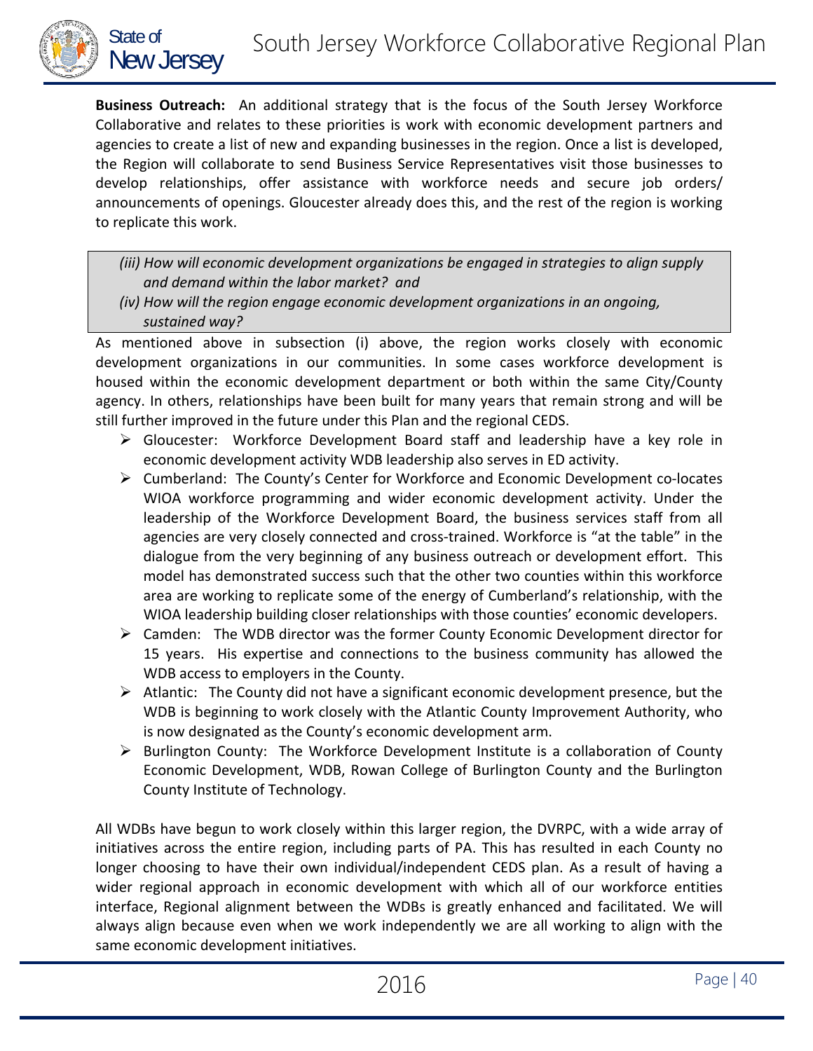**Business Outreach:** An additional strategy that is the focus of the South Jersey Workforce Collaborative and relates to these priorities is work with economic development partners and agencies to create a list of new and expanding businesses in the region. Once a list is developed, the Region will collaborate to send Business Service Representatives visit those businesses to develop relationships, offer assistance with workforce needs and secure job orders/ announcements of openings. Gloucester already does this, and the rest of the region is working to replicate this work.

> *(iii) How will economic development organizations be engaged in strategies to align supply and demand within the labor market? and*
>
> *(iv) How will the region engage economic development organizations in an ongoing, sustained way?*

As mentioned above in subsection (i) above, the region works closely with economic development organizations in our communities. In some cases workforce development is housed within the economic development department or both within the same City/County agency. In others, relationships have been built for many years that remain strong and will be still further improved in the future under this Plan and the regional CEDS.

- Gloucester: Workforce Development Board staff and leadership have a key role in economic development activity WDB leadership also serves in ED activity.
- Cumberland: The County's Center for Workforce and Economic Development co-locates WIOA workforce programming and wider economic development activity. Under the leadership of the Workforce Development Board, the business services staff from all agencies are very closely connected and cross-trained. Workforce is "at the table" in the dialogue from the very beginning of any business outreach or development effort. This model has demonstrated success such that the other two counties within this workforce area are working to replicate some of the energy of Cumberland's relationship, with the WIOA leadership building closer relationships with those counties' economic developers.
- Camden: The WDB director was the former County Economic Development director for 15 years. His expertise and connections to the business community has allowed the WDB access to employers in the County.
- Atlantic: The County did not have a significant economic development presence, but the WDB is beginning to work closely with the Atlantic County Improvement Authority, who is now designated as the County's economic development arm.
- Burlington County: The Workforce Development Institute is a collaboration of County Economic Development, WDB, Rowan College of Burlington County and the Burlington County Institute of Technology.

All WDBs have begun to work closely within this larger region, the DVRPC, with a wide array of initiatives across the entire region, including parts of PA. This has resulted in each County no longer choosing to have their own individual/independent CEDS plan. As a result of having a wider regional approach in economic development with which all of our workforce entities interface, Regional alignment between the WDBs is greatly enhanced and facilitated. We will always align because even when we work independently we are all working to align with the same economic development initiatives.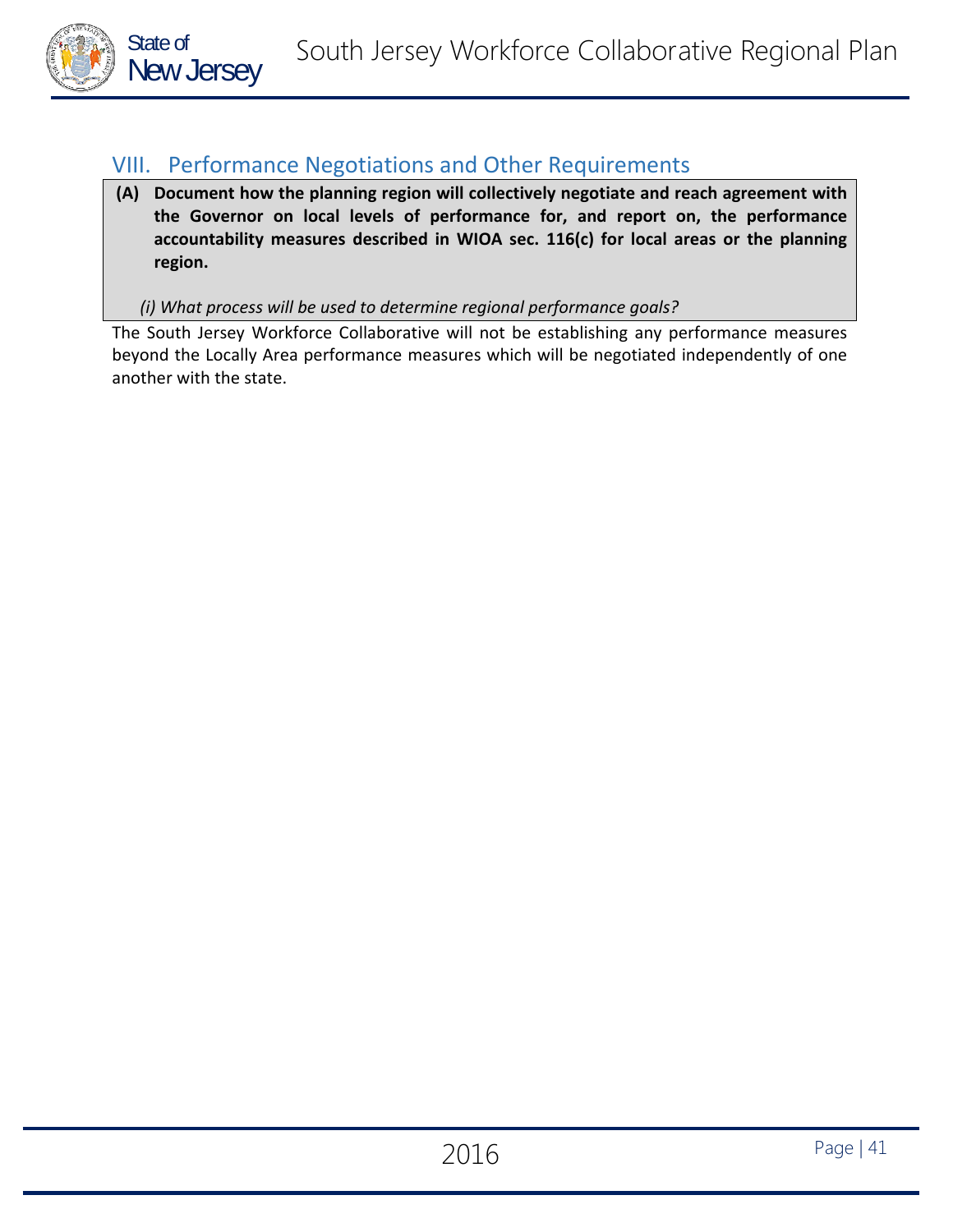## VIII. Performance Negotiations and Other Requirements

**(A) Document how the planning region will collectively negotiate and reach agreement with the Governor on local levels of performance for, and report on, the performance accountability measures described in WIOA sec. 116(c) for local areas or the planning region.**

*(i) What process will be used to determine regional performance goals?*

The South Jersey Workforce Collaborative will not be establishing any performance measures beyond the Locally Area performance measures which will be negotiated independently of one another with the state.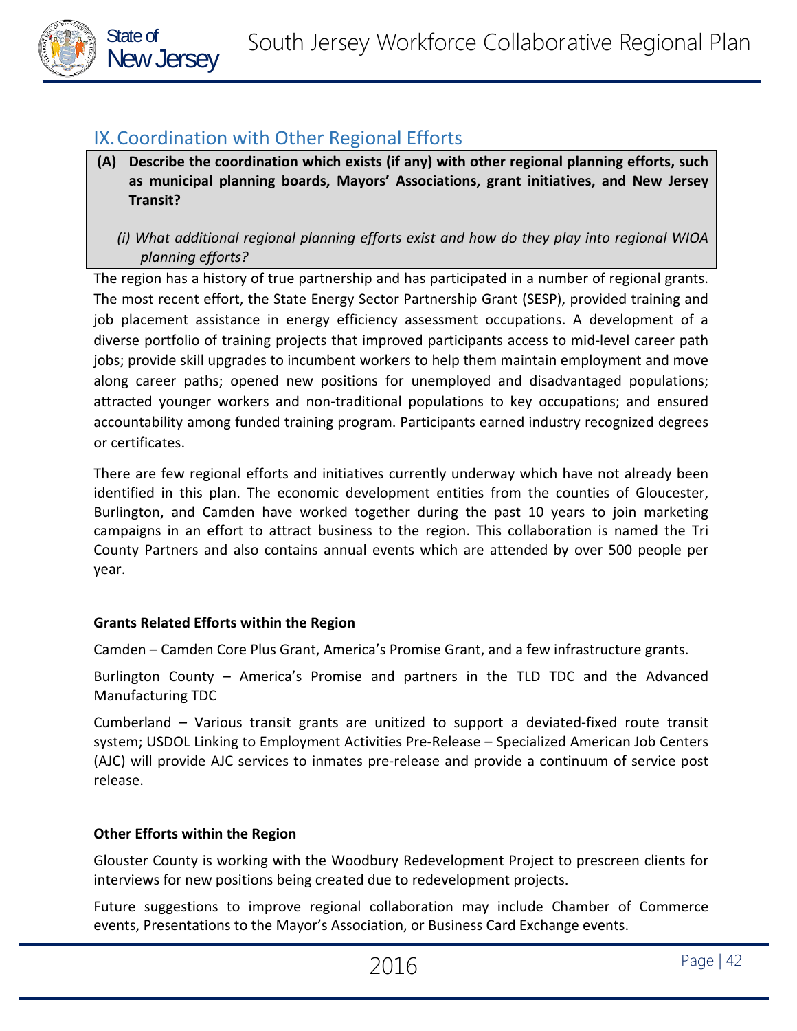## IX. Coordination with Other Regional Efforts

**(A) Describe the coordination which exists (if any) with other regional planning efforts, such as municipal planning boards, Mayors' Associations, grant initiatives, and New Jersey Transit?**

*(i) What additional regional planning efforts exist and how do they play into regional WIOA planning efforts?*

The region has a history of true partnership and has participated in a number of regional grants. The most recent effort, the State Energy Sector Partnership Grant (SESP), provided training and job placement assistance in energy efficiency assessment occupations. A development of a diverse portfolio of training projects that improved participants access to mid-level career path jobs; provide skill upgrades to incumbent workers to help them maintain employment and move along career paths; opened new positions for unemployed and disadvantaged populations; attracted younger workers and non-traditional populations to key occupations; and ensured accountability among funded training program. Participants earned industry recognized degrees or certificates.

There are few regional efforts and initiatives currently underway which have not already been identified in this plan. The economic development entities from the counties of Gloucester, Burlington, and Camden have worked together during the past 10 years to join marketing campaigns in an effort to attract business to the region. This collaboration is named the Tri County Partners and also contains annual events which are attended by over 500 people per year.

**Grants Related Efforts within the Region**

Camden – Camden Core Plus Grant, America's Promise Grant, and a few infrastructure grants.

Burlington County – America's Promise and partners in the TLD TDC and the Advanced Manufacturing TDC

Cumberland – Various transit grants are unitized to support a deviated-fixed route transit system; USDOL Linking to Employment Activities Pre-Release – Specialized American Job Centers (AJC) will provide AJC services to inmates pre-release and provide a continuum of service post release.

**Other Efforts within the Region**

Glouster County is working with the Woodbury Redevelopment Project to prescreen clients for interviews for new positions being created due to redevelopment projects.

Future suggestions to improve regional collaboration may include Chamber of Commerce events, Presentations to the Mayor's Association, or Business Card Exchange events.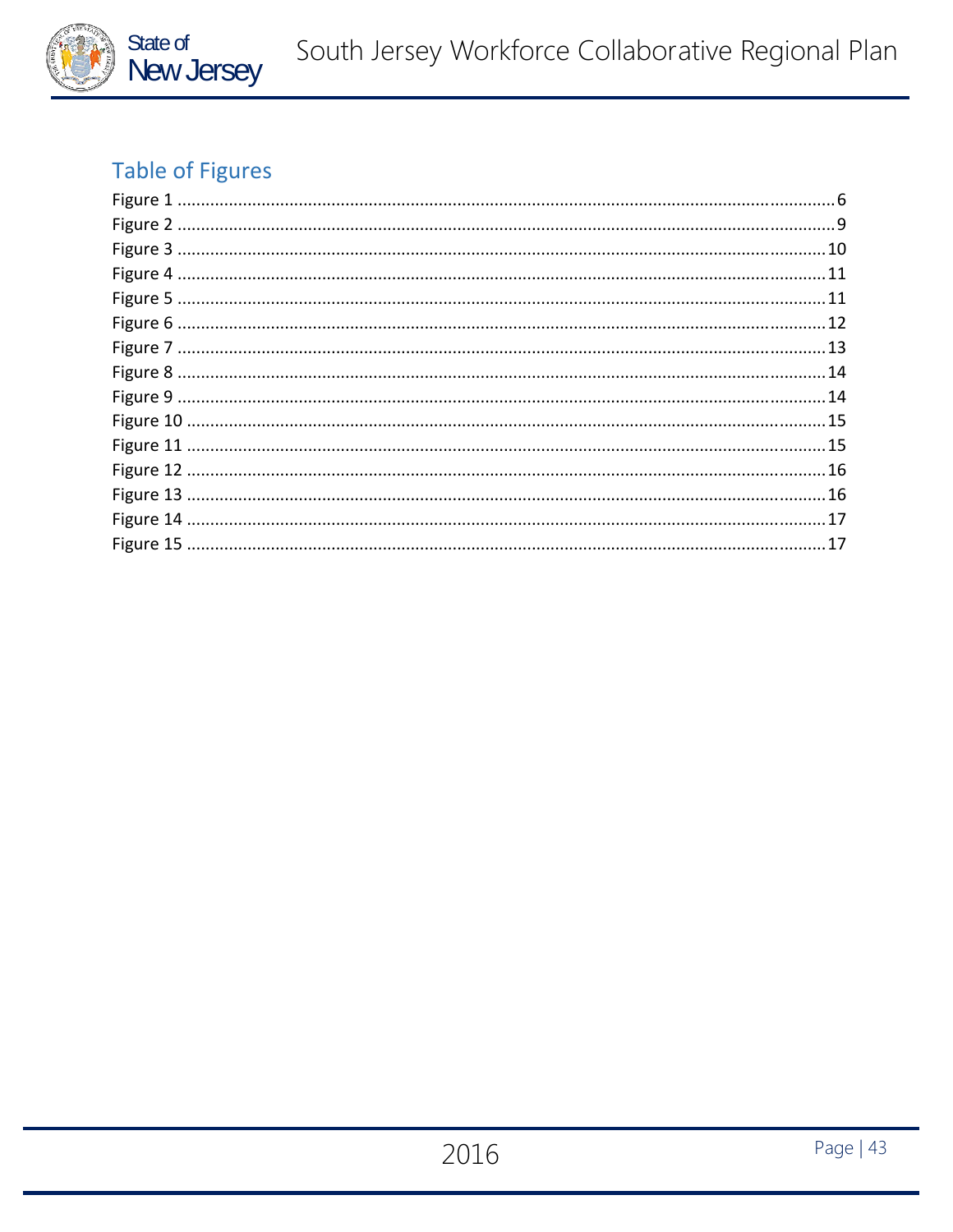## Table of Figures

Figure 1 .......................................................................................................................................6
Figure 2 .......................................................................................................................................9
Figure 3 .....................................................................................................................................10
Figure 4 .....................................................................................................................................11
Figure 5 .....................................................................................................................................11
Figure 6 .....................................................................................................................................12
Figure 7 .....................................................................................................................................13
Figure 8 .....................................................................................................................................14
Figure 9 .....................................................................................................................................14
Figure 10 ...................................................................................................................................15
Figure 11 ...................................................................................................................................15
Figure 12 ...................................................................................................................................16
Figure 13 ...................................................................................................................................16
Figure 14 ...................................................................................................................................17
Figure 15 ...................................................................................................................................17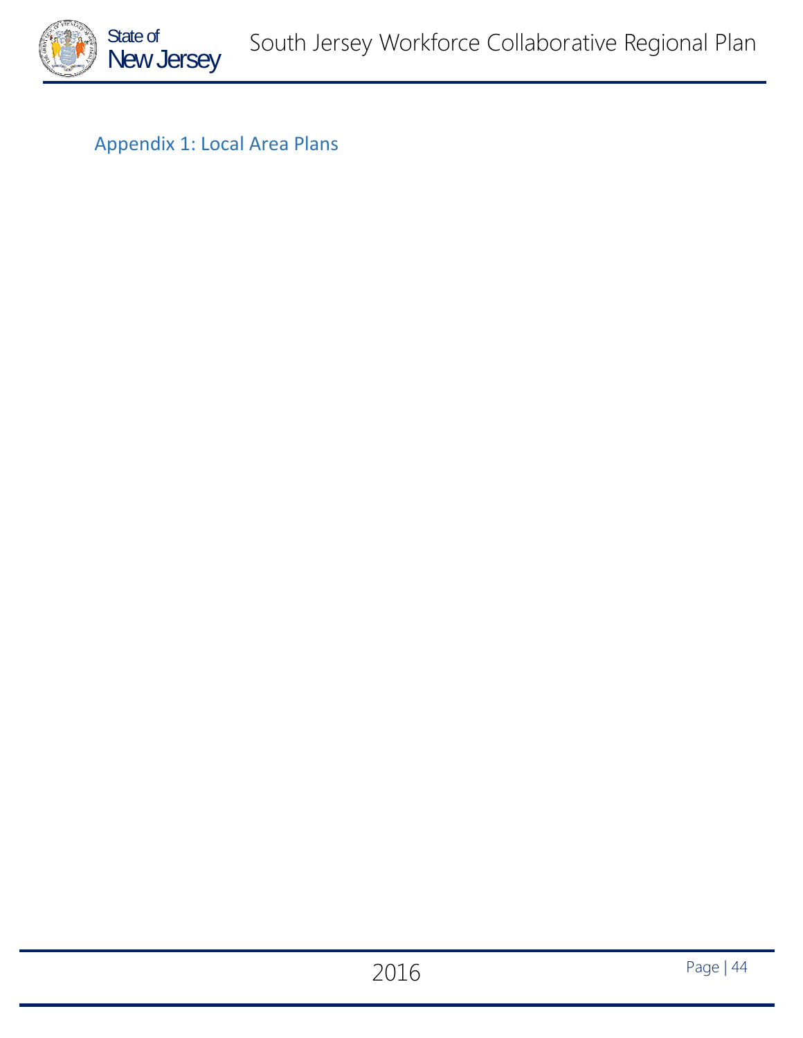## Appendix 1: Local Area Plans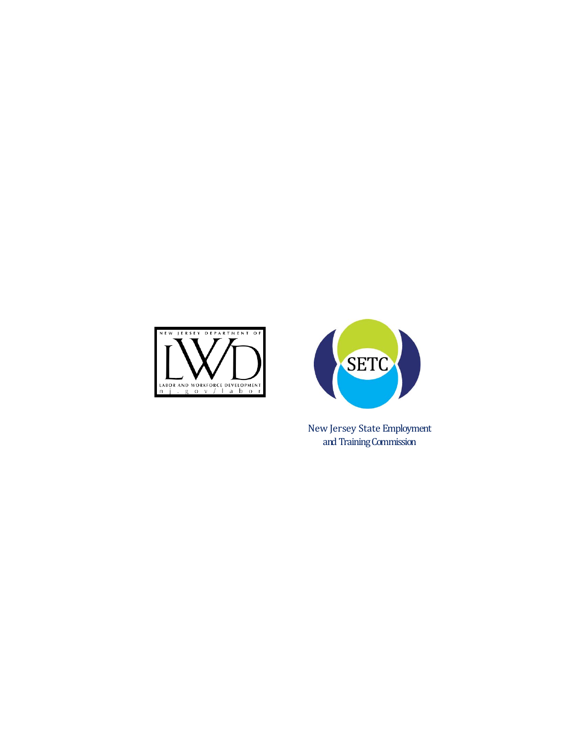NEW JERSEY DEPARTMENT OF

LWD

LABOR AND WORKFORCE DEVELOPMENT

nj.gov/labor

SETC

New Jersey State Employment and Training Commission